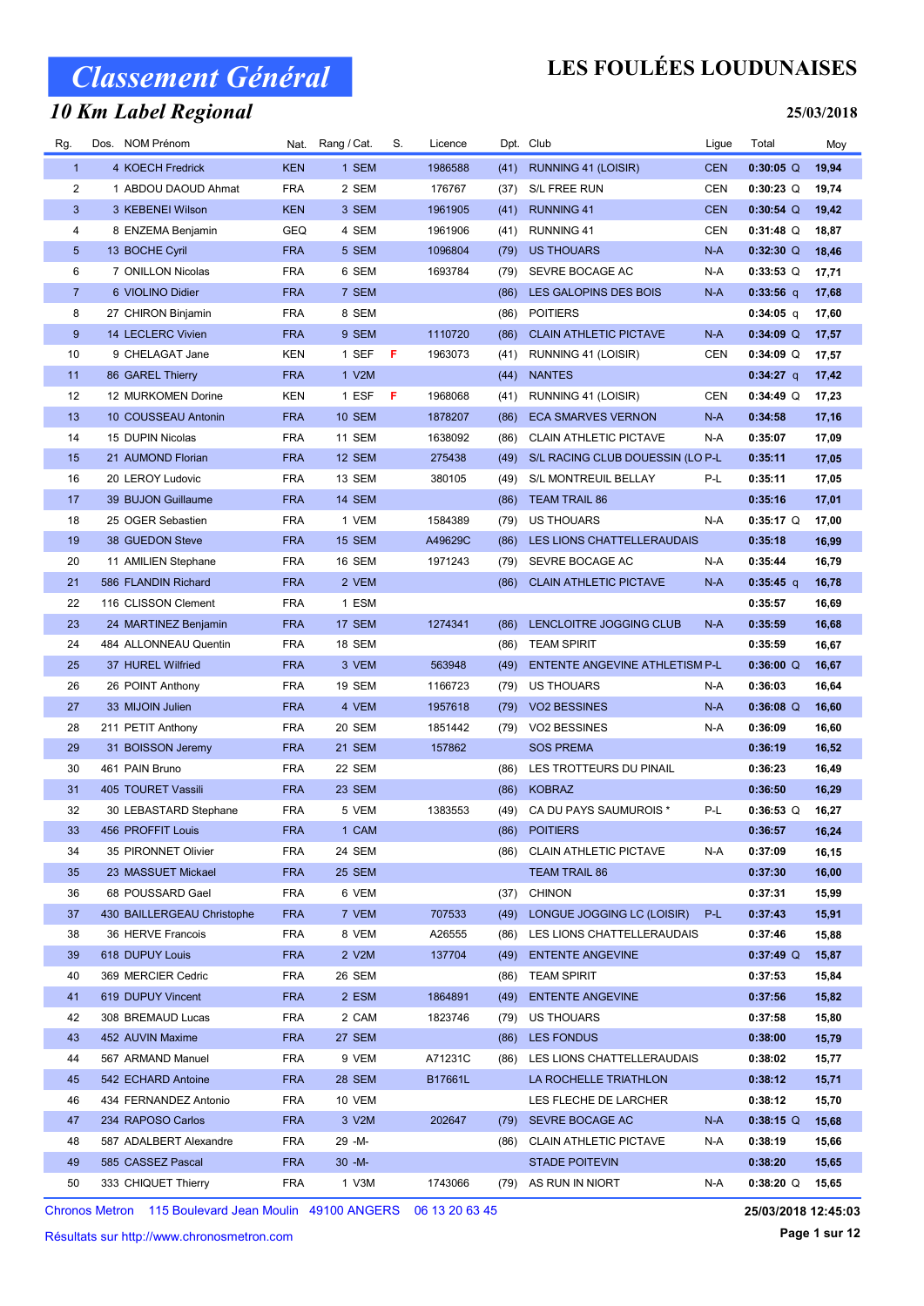# Classement Général

## LES FOULÉES LOUDUNAISES

### 10 Km Label Regional

25/03/2018

| Rg. | Dos. | NOM Prénom | Nat. | Rang / Cat. | S. | Licence | Dpt. | Club | Ligue | Total | Moy |
|---|---|---|---|---|---|---|---|---|---|---|---|
| 1 | 4 | KOECH Fredrick | KEN | 1 SEM | | 1986588 | (41) | RUNNING 41 (LOISIR) | CEN | 0:30:05 Q | 19,94 |
| 2 | 1 | ABDOU DAOUD Ahmat | FRA | 2 SEM | | 176767 | (37) | S/L FREE RUN | CEN | 0:30:23 Q | 19,74 |
| 3 | 3 | KEBENEI Wilson | KEN | 3 SEM | | 1961905 | (41) | RUNNING 41 | CEN | 0:30:54 Q | 19,42 |
| 4 | 8 | ENZEMA Benjamin | GEQ | 4 SEM | | 1961906 | (41) | RUNNING 41 | CEN | 0:31:48 Q | 18,87 |
| 5 | 13 | BOCHE Cyril | FRA | 5 SEM | | 1096804 | (79) | US THOUARS | N-A | 0:32:30 Q | 18,46 |
| 6 | 7 | ONILLON Nicolas | FRA | 6 SEM | | 1693784 | (79) | SEVRE BOCAGE AC | N-A | 0:33:53 Q | 17,71 |
| 7 | 6 | VIOLINO Didier | FRA | 7 SEM | | | (86) | LES GALOPINS DES BOIS | N-A | 0:33:56 q | 17,68 |
| 8 | 27 | CHIRON Binjamin | FRA | 8 SEM | | | (86) | POITIERS | | 0:34:05 q | 17,60 |
| 9 | 14 | LECLERC Vivien | FRA | 9 SEM | | 1110720 | (86) | CLAIN ATHLETIC PICTAVE | N-A | 0:34:09 Q | 17,57 |
| 10 | 9 | CHELAGAT Jane | KEN | 1 SEF | F | 1963073 | (41) | RUNNING 41 (LOISIR) | CEN | 0:34:09 Q | 17,57 |
| 11 | 86 | GAREL Thierry | FRA | 1 V2M | | | (44) | NANTES | | 0:34:27 q | 17,42 |
| 12 | 12 | MURKOMEN Dorine | KEN | 1 ESF | F | 1968068 | (41) | RUNNING 41 (LOISIR) | CEN | 0:34:49 Q | 17,23 |
| 13 | 10 | COUSSEAU Antonin | FRA | 10 SEM | | 1878207 | (86) | ECA SMARVES VERNON | N-A | 0:34:58 | 17,16 |
| 14 | 15 | DUPIN Nicolas | FRA | 11 SEM | | 1638092 | (86) | CLAIN ATHLETIC PICTAVE | N-A | 0:35:07 | 17,09 |
| 15 | 21 | AUMOND Florian | FRA | 12 SEM | | 275438 | (49) | S/L RACING CLUB DOUESSIN (LO | P-L | 0:35:11 | 17,05 |
| 16 | 20 | LEROY Ludovic | FRA | 13 SEM | | 380105 | (49) | S/L MONTREUIL BELLAY | P-L | 0:35:11 | 17,05 |
| 17 | 39 | BUJON Guillaume | FRA | 14 SEM | | | (86) | TEAM TRAIL 86 | | 0:35:16 | 17,01 |
| 18 | 25 | OGER Sebastien | FRA | 1 VEM | | 1584389 | (79) | US THOUARS | N-A | 0:35:17 Q | 17,00 |
| 19 | 38 | GUEDON Steve | FRA | 15 SEM | | A49629C | (86) | LES LIONS CHATTELLERAUDAIS | | 0:35:18 | 16,99 |
| 20 | 11 | AMILIEN Stephane | FRA | 16 SEM | | 1971243 | (79) | SEVRE BOCAGE AC | N-A | 0:35:44 | 16,79 |
| 21 | 586 | FLANDIN Richard | FRA | 2 VEM | | | (86) | CLAIN ATHLETIC PICTAVE | N-A | 0:35:45 q | 16,78 |
| 22 | 116 | CLISSON Clement | FRA | 1 ESM | | | | | | 0:35:57 | 16,69 |
| 23 | 24 | MARTINEZ Benjamin | FRA | 17 SEM | | 1274341 | (86) | LENCLOITRE JOGGING CLUB | N-A | 0:35:59 | 16,68 |
| 24 | 484 | ALLONNEAU Quentin | FRA | 18 SEM | | | (86) | TEAM SPIRIT | | 0:35:59 | 16,67 |
| 25 | 37 | HUREL Wilfried | FRA | 3 VEM | | 563948 | (49) | ENTENTE ANGEVINE ATHLETISM | P-L | 0:36:00 Q | 16,67 |
| 26 | 26 | POINT Anthony | FRA | 19 SEM | | 1166723 | (79) | US THOUARS | N-A | 0:36:03 | 16,64 |
| 27 | 33 | MIJOIN Julien | FRA | 4 VEM | | 1957618 | (79) | VO2 BESSINES | N-A | 0:36:08 Q | 16,60 |
| 28 | 211 | PETIT Anthony | FRA | 20 SEM | | 1851442 | (79) | VO2 BESSINES | N-A | 0:36:09 | 16,60 |
| 29 | 31 | BOISSON Jeremy | FRA | 21 SEM | | 157862 | | SOS PREMA | | 0:36:19 | 16,52 |
| 30 | 461 | PAIN Bruno | FRA | 22 SEM | | | (86) | LES TROTTEURS DU PINAIL | | 0:36:23 | 16,49 |
| 31 | 405 | TOURET Vassili | FRA | 23 SEM | | | (86) | KOBRAZ | | 0:36:50 | 16,29 |
| 32 | 30 | LEBASTARD Stephane | FRA | 5 VEM | | 1383553 | (49) | CA DU PAYS SAUMUROIS * | P-L | 0:36:53 Q | 16,27 |
| 33 | 456 | PROFFIT Louis | FRA | 1 CAM | | | (86) | POITIERS | | 0:36:57 | 16,24 |
| 34 | 35 | PIRONNET Olivier | FRA | 24 SEM | | | (86) | CLAIN ATHLETIC PICTAVE | N-A | 0:37:09 | 16,15 |
| 35 | 23 | MASSUET Mickael | FRA | 25 SEM | | | | TEAM TRAIL 86 | | 0:37:30 | 16,00 |
| 36 | 68 | POUSSARD Gael | FRA | 6 VEM | | | (37) | CHINON | | 0:37:31 | 15,99 |
| 37 | 430 | BAILLERGEAU Christophe | FRA | 7 VEM | | 707533 | (49) | LONGUE JOGGING LC (LOISIR) | P-L | 0:37:43 | 15,91 |
| 38 | 36 | HERVE Francois | FRA | 8 VEM | | A26555 | (86) | LES LIONS CHATTELLERAUDAIS | | 0:37:46 | 15,88 |
| 39 | 618 | DUPUY Louis | FRA | 2 V2M | | 137704 | (49) | ENTENTE ANGEVINE | | 0:37:49 Q | 15,87 |
| 40 | 369 | MERCIER Cedric | FRA | 26 SEM | | | (86) | TEAM SPIRIT | | 0:37:53 | 15,84 |
| 41 | 619 | DUPUY Vincent | FRA | 2 ESM | | 1864891 | (49) | ENTENTE ANGEVINE | | 0:37:56 | 15,82 |
| 42 | 308 | BREMAUD Lucas | FRA | 2 CAM | | 1823746 | (79) | US THOUARS | | 0:37:58 | 15,80 |
| 43 | 452 | AUVIN Maxime | FRA | 27 SEM | | | (86) | LES FONDUS | | 0:38:00 | 15,79 |
| 44 | 567 | ARMAND Manuel | FRA | 9 VEM | | A71231C | (86) | LES LIONS CHATTELLERAUDAIS | | 0:38:02 | 15,77 |
| 45 | 542 | ECHARD Antoine | FRA | 28 SEM | | B17661L | | LA ROCHELLE TRIATHLON | | 0:38:12 | 15,71 |
| 46 | 434 | FERNANDEZ Antonio | FRA | 10 VEM | | | | LES FLECHE DE LARCHER | | 0:38:12 | 15,70 |
| 47 | 234 | RAPOSO Carlos | FRA | 3 V2M | | 202647 | (79) | SEVRE BOCAGE AC | N-A | 0:38:15 Q | 15,68 |
| 48 | 587 | ADALBERT Alexandre | FRA | 29 -M- | | | (86) | CLAIN ATHLETIC PICTAVE | N-A | 0:38:19 | 15,66 |
| 49 | 585 | CASSEZ Pascal | FRA | 30 -M- | | | | STADE POITEVIN | | 0:38:20 | 15,65 |
| 50 | 333 | CHIQUET Thierry | FRA | 1 V3M | | 1743066 | (79) | AS RUN IN NIORT | N-A | 0:38:20 Q | 15,65 |

Chronos Metron 115 Boulevard Jean Moulin 49100 ANGERS 06 13 20 63 45

25/03/2018 12:45:03

Résultats sur http://www.chronosmetron.com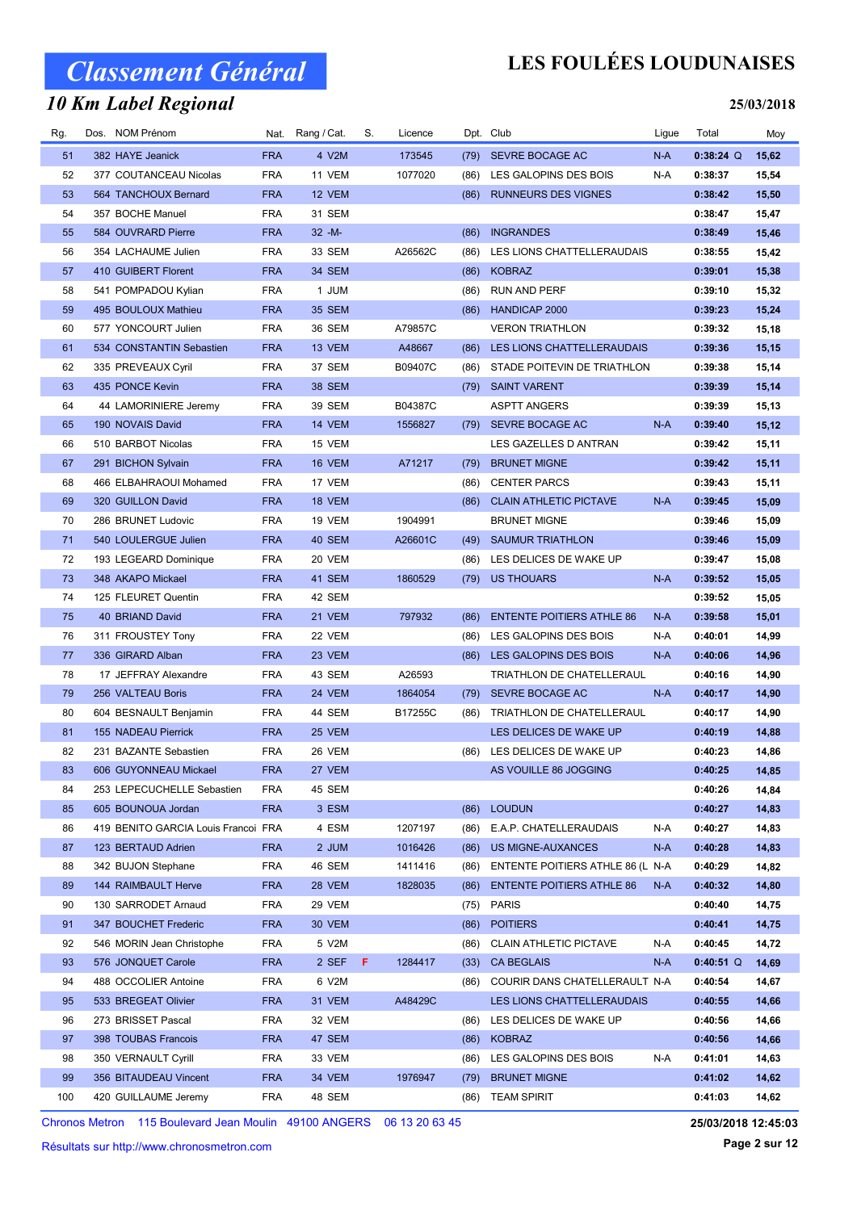# Classement Général

## 10 Km Label Regional

**LES FOULÉES LOUDUNAISES**

**25/03/2018**

| Rg. | Dos. | NOM Prénom | Nat. | Rang / Cat. | S. | Licence | Dpt. | Club | Ligue | Total | Moy |
|---|---|---|---|---|---|---|---|---|---|---|---|
| 51 | 382 | HAYE Jeanick | FRA | 4 V2M | | 173545 | (79) | SEVRE BOCAGE AC | N-A | 0:38:24 Q | 15,62 |
| 52 | 377 | COUTANCEAU Nicolas | FRA | 11 VEM | | 1077020 | (86) | LES GALOPINS DES BOIS | N-A | 0:38:37 | 15,54 |
| 53 | 564 | TANCHOUX Bernard | FRA | 12 VEM | | | (86) | RUNNEURS DES VIGNES | | 0:38:42 | 15,50 |
| 54 | 357 | BOCHE Manuel | FRA | 31 SEM | | | | | | 0:38:47 | 15,47 |
| 55 | 584 | OUVRARD Pierre | FRA | 32 -M- | | | (86) | INGRANDES | | 0:38:49 | 15,46 |
| 56 | 354 | LACHAUME Julien | FRA | 33 SEM | | A26562C | (86) | LES LIONS CHATTELLERAUDAIS | | 0:38:55 | 15,42 |
| 57 | 410 | GUIBERT Florent | FRA | 34 SEM | | | (86) | KOBRAZ | | 0:39:01 | 15,38 |
| 58 | 541 | POMPADOU Kylian | FRA | 1 JUM | | | (86) | RUN AND PERF | | 0:39:10 | 15,32 |
| 59 | 495 | BOULOUX Mathieu | FRA | 35 SEM | | | (86) | HANDICAP 2000 | | 0:39:23 | 15,24 |
| 60 | 577 | YONCOURT Julien | FRA | 36 SEM | | A79857C | | VERON TRIATHLON | | 0:39:32 | 15,18 |
| 61 | 534 | CONSTANTIN Sebastien | FRA | 13 VEM | | A48667 | (86) | LES LIONS CHATTELLERAUDAIS | | 0:39:36 | 15,15 |
| 62 | 335 | PREVEAUX Cyril | FRA | 37 SEM | | B09407C | (86) | STADE POITEVIN DE TRIATHLON | | 0:39:38 | 15,14 |
| 63 | 435 | PONCE Kevin | FRA | 38 SEM | | | (79) | SAINT VARENT | | 0:39:39 | 15,14 |
| 64 | 44 | LAMORINIERE Jeremy | FRA | 39 SEM | | B04387C | | ASPTT ANGERS | | 0:39:39 | 15,13 |
| 65 | 190 | NOVAIS David | FRA | 14 VEM | | 1556827 | (79) | SEVRE BOCAGE AC | N-A | 0:39:40 | 15,12 |
| 66 | 510 | BARBOT Nicolas | FRA | 15 VEM | | | | LES GAZELLES D ANTRAN | | 0:39:42 | 15,11 |
| 67 | 291 | BICHON Sylvain | FRA | 16 VEM | | A71217 | (79) | BRUNET MIGNE | | 0:39:42 | 15,11 |
| 68 | 466 | ELBAHRAOUI Mohamed | FRA | 17 VEM | | | (86) | CENTER PARCS | | 0:39:43 | 15,11 |
| 69 | 320 | GUILLON David | FRA | 18 VEM | | | (86) | CLAIN ATHLETIC PICTAVE | N-A | 0:39:45 | 15,09 |
| 70 | 286 | BRUNET Ludovic | FRA | 19 VEM | | 1904991 | | BRUNET MIGNE | | 0:39:46 | 15,09 |
| 71 | 540 | LOULERGUE Julien | FRA | 40 SEM | | A26601C | (49) | SAUMUR TRIATHLON | | 0:39:46 | 15,09 |
| 72 | 193 | LEGEARD Dominique | FRA | 20 VEM | | | (86) | LES DELICES DE WAKE UP | | 0:39:47 | 15,08 |
| 73 | 348 | AKAPO Mickael | FRA | 41 SEM | | 1860529 | (79) | US THOUARS | N-A | 0:39:52 | 15,05 |
| 74 | 125 | FLEURET Quentin | FRA | 42 SEM | | | | | | 0:39:52 | 15,05 |
| 75 | 40 | BRIAND David | FRA | 21 VEM | | 797932 | (86) | ENTENTE POITIERS ATHLE 86 | N-A | 0:39:58 | 15,01 |
| 76 | 311 | FROUSTEY Tony | FRA | 22 VEM | | | (86) | LES GALOPINS DES BOIS | N-A | 0:40:01 | 14,99 |
| 77 | 336 | GIRARD Alban | FRA | 23 VEM | | | (86) | LES GALOPINS DES BOIS | N-A | 0:40:06 | 14,96 |
| 78 | 17 | JEFFRAY Alexandre | FRA | 43 SEM | | A26593 | | TRIATHLON DE CHATELLERAUL | | 0:40:16 | 14,90 |
| 79 | 256 | VALTEAU Boris | FRA | 24 VEM | | 1864054 | (79) | SEVRE BOCAGE AC | N-A | 0:40:17 | 14,90 |
| 80 | 604 | BESNAULT Benjamin | FRA | 44 SEM | | B17255C | (86) | TRIATHLON DE CHATELLERAUL | | 0:40:17 | 14,90 |
| 81 | 155 | NADEAU Pierrick | FRA | 25 VEM | | | | LES DELICES DE WAKE UP | | 0:40:19 | 14,88 |
| 82 | 231 | BAZANTE Sebastien | FRA | 26 VEM | | | (86) | LES DELICES DE WAKE UP | | 0:40:23 | 14,86 |
| 83 | 606 | GUYONNEAU Mickael | FRA | 27 VEM | | | | AS VOUILLE 86 JOGGING | | 0:40:25 | 14,85 |
| 84 | 253 | LEPECUCHELLE Sebastien | FRA | 45 SEM | | | | | | 0:40:26 | 14,84 |
| 85 | 605 | BOUNOUA Jordan | FRA | 3 ESM | | | (86) | LOUDUN | | 0:40:27 | 14,83 |
| 86 | 419 | BENITO GARCIA Louis Francoi | FRA | 4 ESM | | 1207197 | (86) | E.A.P. CHATELLERAUDAIS | N-A | 0:40:27 | 14,83 |
| 87 | 123 | BERTAUD Adrien | FRA | 2 JUM | | 1016426 | (86) | US MIGNE-AUXANCES | N-A | 0:40:28 | 14,83 |
| 88 | 342 | BUJON Stephane | FRA | 46 SEM | | 1411416 | (86) | ENTENTE POITIERS ATHLE 86 (L | N-A | 0:40:29 | 14,82 |
| 89 | 144 | RAIMBAULT Herve | FRA | 28 VEM | | 1828035 | (86) | ENTENTE POITIERS ATHLE 86 | N-A | 0:40:32 | 14,80 |
| 90 | 130 | SARRODET Arnaud | FRA | 29 VEM | | | (75) | PARIS | | 0:40:40 | 14,75 |
| 91 | 347 | BOUCHET Frederic | FRA | 30 VEM | | | (86) | POITIERS | | 0:40:41 | 14,75 |
| 92 | 546 | MORIN Jean Christophe | FRA | 5 V2M | | | (86) | CLAIN ATHLETIC PICTAVE | N-A | 0:40:45 | 14,72 |
| 93 | 576 | JONQUET Carole | FRA | 2 SEF | F | 1284417 | (33) | CA BEGLAIS | N-A | 0:40:51 Q | 14,69 |
| 94 | 488 | OCCOLIER Antoine | FRA | 6 V2M | | | (86) | COURIR DANS CHATELLERAULT | N-A | 0:40:54 | 14,67 |
| 95 | 533 | BREGEAT Olivier | FRA | 31 VEM | | A48429C | | LES LIONS CHATTELLERAUDAIS | | 0:40:55 | 14,66 |
| 96 | 273 | BRISSET Pascal | FRA | 32 VEM | | | (86) | LES DELICES DE WAKE UP | | 0:40:56 | 14,66 |
| 97 | 398 | TOUBAS Francois | FRA | 47 SEM | | | (86) | KOBRAZ | | 0:40:56 | 14,66 |
| 98 | 350 | VERNAULT Cyrill | FRA | 33 VEM | | | (86) | LES GALOPINS DES BOIS | N-A | 0:41:01 | 14,63 |
| 99 | 356 | BITAUDEAU Vincent | FRA | 34 VEM | | 1976947 | (79) | BRUNET MIGNE | | 0:41:02 | 14,62 |
| 100 | 420 | GUILLAUME Jeremy | FRA | 48 SEM | | | (86) | TEAM SPIRIT | | 0:41:03 | 14,62 |

Chronos Metron 115 Boulevard Jean Moulin 49100 ANGERS 06 13 20 63 45

**25/03/2018 12:45:03**

Résultats sur http://www.chronosmetron.com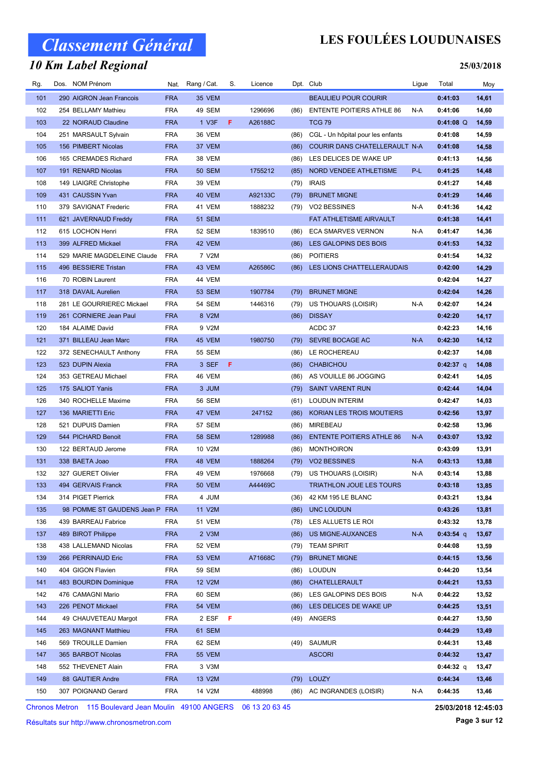# Classement Général

## 10 Km Label Regional

# LES FOULÉES LOUDUNAISES

25/03/2018

| Rg. | Dos. | Nom Prénom | Nat. | Rang / Cat. | S. | Licence | Dpt. | Club | Ligue | Total | Moy |
|---|---|---|---|---|---|---|---|---|---|---|---|
| 101 | 290 | AIGRON Jean Francois | FRA | 35 VEM | | | | BEAULIEU POUR COURIR | | 0:41:03 | 14,61 |
| 102 | 254 | BELLAMY Mathieu | FRA | 49 SEM | | 1296696 | (86) | ENTENTE POITIERS ATHLE 86 | N-A | 0:41:06 | 14,60 |
| 103 | 22 | NOIRAUD Claudine | FRA | 1 V3F | F | A26188C | | TCG 79 | | 0:41:08 Q | 14,59 |
| 104 | 251 | MARSAULT Sylvain | FRA | 36 VEM | | | (86) | CGL - Un hôpital pour les enfants | | 0:41:08 | 14,59 |
| 105 | 156 | PIMBERT Nicolas | FRA | 37 VEM | | | (86) | COURIR DANS CHATELLERAULT | N-A | 0:41:08 | 14,58 |
| 106 | 165 | CREMADES Richard | FRA | 38 VEM | | | (86) | LES DELICES DE WAKE UP | | 0:41:13 | 14,56 |
| 107 | 191 | RENARD Nicolas | FRA | 50 SEM | | 1755212 | (85) | NORD VENDEE ATHLETISME | P-L | 0:41:25 | 14,48 |
| 108 | 149 | LIAIGRE Christophe | FRA | 39 VEM | | | (79) | IRAIS | | 0:41:27 | 14,48 |
| 109 | 431 | CAUSSIN Yvan | FRA | 40 VEM | | A92133C | (79) | BRUNET MIGNE | | 0:41:29 | 14,46 |
| 110 | 379 | SAVIGNAT Frederic | FRA | 41 VEM | | 1888232 | (79) | VO2 BESSINES | N-A | 0:41:36 | 14,42 |
| 111 | 621 | JAVERNAUD Freddy | FRA | 51 SEM | | | | FAT ATHLETISME AIRVAULT | | 0:41:38 | 14,41 |
| 112 | 615 | LOCHON Henri | FRA | 52 SEM | | 1839510 | (86) | ECA SMARVES VERNON | N-A | 0:41:47 | 14,36 |
| 113 | 399 | ALFRED Mickael | FRA | 42 VEM | | | (86) | LES GALOPINS DES BOIS | | 0:41:53 | 14,32 |
| 114 | 529 | MARIE MAGDELEINE Claude | FRA | 7 V2M | | | (86) | POITIERS | | 0:41:54 | 14,32 |
| 115 | 496 | BESSIERE Tristan | FRA | 43 VEM | | A26586C | (86) | LES LIONS CHATTELLERAUDAIS | | 0:42:00 | 14,29 |
| 116 | 70 | ROBIN Laurent | FRA | 44 VEM | | | | | | 0:42:04 | 14,27 |
| 117 | 318 | DAVAIL Aurelien | FRA | 53 SEM | | 1907784 | (79) | BRUNET MIGNE | | 0:42:04 | 14,26 |
| 118 | 281 | LE GOURRIEREC Mickael | FRA | 54 SEM | | 1446316 | (79) | US THOUARS (LOISIR) | N-A | 0:42:07 | 14,24 |
| 119 | 261 | CORNIERE Jean Paul | FRA | 8 V2M | | | (86) | DISSAY | | 0:42:20 | 14,17 |
| 120 | 184 | ALAIME David | FRA | 9 V2M | | | | ACDC 37 | | 0:42:23 | 14,16 |
| 121 | 371 | BILLEAU Jean Marc | FRA | 45 VEM | | 1980750 | (79) | SEVRE BOCAGE AC | N-A | 0:42:30 | 14,12 |
| 122 | 372 | SENECHAULT Anthony | FRA | 55 SEM | | | (86) | LE ROCHEREAU | | 0:42:37 | 14,08 |
| 123 | 523 | DUPIN Alexia | FRA | 3 SEF | F | | (86) | CHABICHOU | | 0:42:37 q | 14,08 |
| 124 | 353 | GETREAU Michael | FRA | 46 VEM | | | (86) | AS VOUILLE 86 JOGGING | | 0:42:41 | 14,05 |
| 125 | 175 | SALIOT Yanis | FRA | 3 JUM | | | (79) | SAINT VARENT RUN | | 0:42:44 | 14,04 |
| 126 | 340 | ROCHELLE Maxime | FRA | 56 SEM | | | (61) | LOUDUN INTERIM | | 0:42:47 | 14,03 |
| 127 | 136 | MARIETTI Eric | FRA | 47 VEM | | 247152 | (86) | KORIAN LES TROIS MOUTIERS | | 0:42:56 | 13,97 |
| 128 | 521 | DUPUIS Damien | FRA | 57 SEM | | | (86) | MIREBEAU | | 0:42:58 | 13,96 |
| 129 | 544 | PICHARD Benoit | FRA | 58 SEM | | 1289988 | (86) | ENTENTE POITIERS ATHLE 86 | N-A | 0:43:07 | 13,92 |
| 130 | 122 | BERTAUD Jerome | FRA | 10 V2M | | | (86) | MONTHOIRON | | 0:43:09 | 13,91 |
| 131 | 338 | BAETA Joao | FRA | 48 VEM | | 1888264 | (79) | VO2 BESSINES | N-A | 0:43:13 | 13,88 |
| 132 | 327 | GUERET Olivier | FRA | 49 VEM | | 1976668 | (79) | US THOUARS (LOISIR) | N-A | 0:43:14 | 13,88 |
| 133 | 494 | GERVAIS Franck | FRA | 50 VEM | | A44469C | | TRIATHLON JOUE LES TOURS | | 0:43:18 | 13,85 |
| 134 | 314 | PIGET Pierrick | FRA | 4 JUM | | | (36) | 42 KM 195 LE BLANC | | 0:43:21 | 13,84 |
| 135 | 98 | POMME ST GAUDENS Jean P | FRA | 11 V2M | | | (86) | UNC LOUDUN | | 0:43:26 | 13,81 |
| 136 | 439 | BARREAU Fabrice | FRA | 51 VEM | | | (78) | LES ALLUETS LE ROI | | 0:43:32 | 13,78 |
| 137 | 489 | BIROT Philippe | FRA | 2 V3M | | | (86) | US MIGNE-AUXANCES | N-A | 0:43:54 q | 13,67 |
| 138 | 438 | LALLEMAND Nicolas | FRA | 52 VEM | | | (79) | TEAM SPIRIT | | 0:44:08 | 13,59 |
| 139 | 266 | PERRINAUD Eric | FRA | 53 VEM | | A71668C | (79) | BRUNET MIGNE | | 0:44:15 | 13,56 |
| 140 | 404 | GIGON Flavien | FRA | 59 SEM | | | (86) | LOUDUN | | 0:44:20 | 13,54 |
| 141 | 483 | BOURDIN Dominique | FRA | 12 V2M | | | (86) | CHATELLERAULT | | 0:44:21 | 13,53 |
| 142 | 476 | CAMAGNI Mario | FRA | 60 SEM | | | (86) | LES GALOPINS DES BOIS | N-A | 0:44:22 | 13,52 |
| 143 | 226 | PENOT Mickael | FRA | 54 VEM | | | (86) | LES DELICES DE WAKE UP | | 0:44:25 | 13,51 |
| 144 | 49 | CHAUVETEAU Margot | FRA | 2 ESF | F | | (49) | ANGERS | | 0:44:27 | 13,50 |
| 145 | 263 | MAGNANT Matthieu | FRA | 61 SEM | | | | | | 0:44:29 | 13,49 |
| 146 | 569 | TROUILLE Damien | FRA | 62 SEM | | | (49) | SAUMUR | | 0:44:31 | 13,48 |
| 147 | 365 | BARBOT Nicolas | FRA | 55 VEM | | | | ASCORI | | 0:44:32 | 13,47 |
| 148 | 552 | THEVENET Alain | FRA | 3 V3M | | | | | | 0:44:32 q | 13,47 |
| 149 | 88 | GAUTIER Andre | FRA | 13 V2M | | | (79) | LOUZY | | 0:44:34 | 13,46 |
| 150 | 307 | POIGNAND Gerard | FRA | 14 V2M | | 488998 | (86) | AC INGRANDES (LOISIR) | N-A | 0:44:35 | 13,46 |

Chronos Metron 115 Boulevard Jean Moulin 49100 ANGERS 06 13 20 63 45

Résultats sur http://www.chronosmetron.com

25/03/2018 12:45:03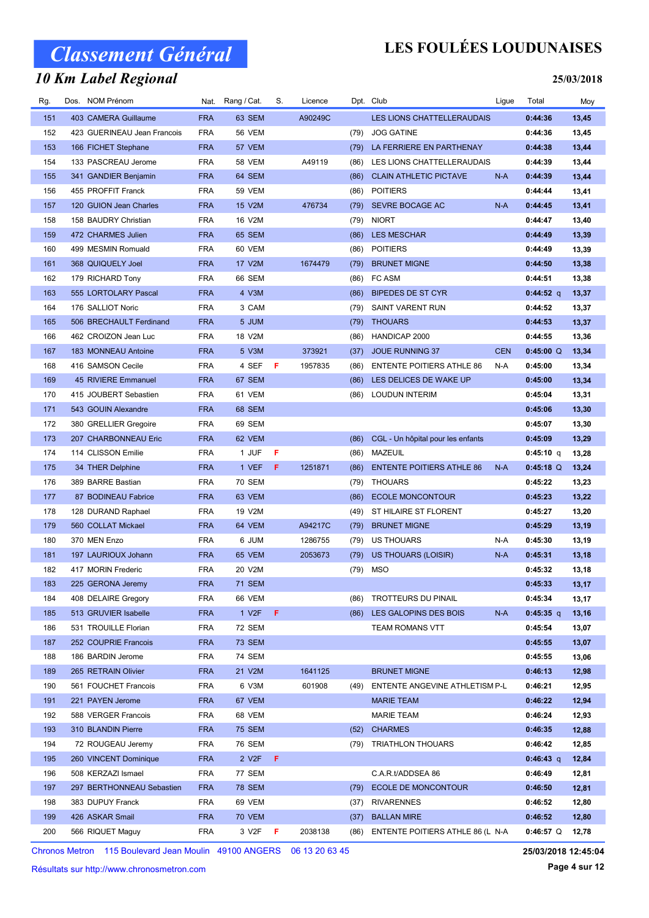# Classement Général

## LES FOULÉES LOUDUNAISES

### 10 Km Label Regional

25/03/2018

| Rg. | Dos. | NOM Prénom | Nat. | Rang / Cat. | S. | Licence | Dpt. | Club | Ligue | Total | Moy |
|---|---|---|---|---|---|---|---|---|---|---|---|
| 151 | 403 | CAMERA Guillaume | FRA | 63 SEM | | A90249C | | LES LIONS CHATTELLERAUDAIS | | 0:44:36 | 13,45 |
| 152 | 423 | GUERINEAU Jean Francois | FRA | 56 VEM | | | (79) | JOG GATINE | | 0:44:36 | 13,45 |
| 153 | 166 | FICHET Stephane | FRA | 57 VEM | | | (79) | LA FERRIERE EN PARTHENAY | | 0:44:38 | 13,44 |
| 154 | 133 | PASCREAU Jerome | FRA | 58 VEM | | A49119 | (86) | LES LIONS CHATTELLERAUDAIS | | 0:44:39 | 13,44 |
| 155 | 341 | GANDIER Benjamin | FRA | 64 SEM | | | (86) | CLAIN ATHLETIC PICTAVE | N-A | 0:44:39 | 13,44 |
| 156 | 455 | PROFFIT Franck | FRA | 59 VEM | | | (86) | POITIERS | | 0:44:44 | 13,41 |
| 157 | 120 | GUION Jean Charles | FRA | 15 V2M | | 476734 | (79) | SEVRE BOCAGE AC | N-A | 0:44:45 | 13,41 |
| 158 | 158 | BAUDRY Christian | FRA | 16 V2M | | | (79) | NIORT | | 0:44:47 | 13,40 |
| 159 | 472 | CHARMES Julien | FRA | 65 SEM | | | (86) | LES MESCHAR | | 0:44:49 | 13,39 |
| 160 | 499 | MESMIN Romuald | FRA | 60 VEM | | | (86) | POITIERS | | 0:44:49 | 13,39 |
| 161 | 368 | QUIQUELY Joel | FRA | 17 V2M | | 1674479 | (79) | BRUNET MIGNE | | 0:44:50 | 13,38 |
| 162 | 179 | RICHARD Tony | FRA | 66 SEM | | | (86) | FC ASM | | 0:44:51 | 13,38 |
| 163 | 555 | LORTOLARY Pascal | FRA | 4 V3M | | | (86) | BIPEDES DE ST CYR | | 0:44:52 q | 13,37 |
| 164 | 176 | SALLIOT Noric | FRA | 3 CAM | | | (79) | SAINT VARENT RUN | | 0:44:52 | 13,37 |
| 165 | 506 | BRECHAULT Ferdinand | FRA | 5 JUM | | | (79) | THOUARS | | 0:44:53 | 13,37 |
| 166 | 462 | CROIZON Jean Luc | FRA | 18 V2M | | | (86) | HANDICAP 2000 | | 0:44:55 | 13,36 |
| 167 | 183 | MONNEAU Antoine | FRA | 5 V3M | | 373921 | (37) | JOUE RUNNING 37 | CEN | 0:45:00 Q | 13,34 |
| 168 | 416 | SAMSON Cecile | FRA | 4 SEF | F | 1957835 | (86) | ENTENTE POITIERS ATHLE 86 | N-A | 0:45:00 | 13,34 |
| 169 | 45 | RIVIERE Emmanuel | FRA | 67 SEM | | | (86) | LES DELICES DE WAKE UP | | 0:45:00 | 13,34 |
| 170 | 415 | JOUBERT Sebastien | FRA | 61 VEM | | | (86) | LOUDUN INTERIM | | 0:45:04 | 13,31 |
| 171 | 543 | GOUIN Alexandre | FRA | 68 SEM | | | | | | 0:45:06 | 13,30 |
| 172 | 380 | GRELLIER Gregoire | FRA | 69 SEM | | | | | | 0:45:07 | 13,30 |
| 173 | 207 | CHARBONNEAU Eric | FRA | 62 VEM | | | (86) | CGL - Un hôpital pour les enfants | | 0:45:09 | 13,29 |
| 174 | 114 | CLISSON Emilie | FRA | 1 JUF | F | | (86) | MAZEUIL | | 0:45:10 q | 13,28 |
| 175 | 34 | THER Delphine | FRA | 1 VEF | F | 1251871 | (86) | ENTENTE POITIERS ATHLE 86 | N-A | 0:45:18 Q | 13,24 |
| 176 | 389 | BARRE Bastian | FRA | 70 SEM | | | (79) | THOUARS | | 0:45:22 | 13,23 |
| 177 | 87 | BODINEAU Fabrice | FRA | 63 VEM | | | (86) | ECOLE MONCONTOUR | | 0:45:23 | 13,22 |
| 178 | 128 | DURAND Raphael | FRA | 19 V2M | | | (49) | ST HILAIRE ST FLORENT | | 0:45:27 | 13,20 |
| 179 | 560 | COLLAT Mickael | FRA | 64 VEM | | A94217C | (79) | BRUNET MIGNE | | 0:45:29 | 13,19 |
| 180 | 370 | MEN Enzo | FRA | 6 JUM | | 1286755 | (79) | US THOUARS | N-A | 0:45:30 | 13,19 |
| 181 | 197 | LAURIOUX Johann | FRA | 65 VEM | | 2053673 | (79) | US THOUARS (LOISIR) | N-A | 0:45:31 | 13,18 |
| 182 | 417 | MORIN Frederic | FRA | 20 V2M | | | (79) | MSO | | 0:45:32 | 13,18 |
| 183 | 225 | GERONA Jeremy | FRA | 71 SEM | | | | | | 0:45:33 | 13,17 |
| 184 | 408 | DELAIRE Gregory | FRA | 66 VEM | | | (86) | TROTTEURS DU PINAIL | | 0:45:34 | 13,17 |
| 185 | 513 | GRUVIER Isabelle | FRA | 1 V2F | F | | (86) | LES GALOPINS DES BOIS | N-A | 0:45:35 q | 13,16 |
| 186 | 531 | TROUILLE Florian | FRA | 72 SEM | | | | TEAM ROMANS VTT | | 0:45:54 | 13,07 |
| 187 | 252 | COUPRIE Francois | FRA | 73 SEM | | | | | | 0:45:55 | 13,07 |
| 188 | 186 | BARDIN Jerome | FRA | 74 SEM | | | | | | 0:45:55 | 13,06 |
| 189 | 265 | RETRAIN Olivier | FRA | 21 V2M | | 1641125 | | BRUNET MIGNE | | 0:46:13 | 12,98 |
| 190 | 561 | FOUCHET Francois | FRA | 6 V3M | | 601908 | (49) | ENTENTE ANGEVINE ATHLETISM | P-L | 0:46:21 | 12,95 |
| 191 | 221 | PAYEN Jerome | FRA | 67 VEM | | | | MARIE TEAM | | 0:46:22 | 12,94 |
| 192 | 588 | VERGER Francois | FRA | 68 VEM | | | | MARIE TEAM | | 0:46:24 | 12,93 |
| 193 | 310 | BLANDIN Pierre | FRA | 75 SEM | | | (52) | CHARMES | | 0:46:35 | 12,88 |
| 194 | 72 | ROUGEAU Jeremy | FRA | 76 SEM | | | (79) | TRIATHLON THOUARS | | 0:46:42 | 12,85 |
| 195 | 260 | VINCENT Dominique | FRA | 2 V2F | F | | | | | 0:46:43 q | 12,84 |
| 196 | 508 | KERZAZI Ismael | FRA | 77 SEM | | | | C.A.R.t/ADDSEA 86 | | 0:46:49 | 12,81 |
| 197 | 297 | BERTHONNEAU Sebastien | FRA | 78 SEM | | | (79) | ECOLE DE MONCONTOUR | | 0:46:50 | 12,81 |
| 198 | 383 | DUPUY Franck | FRA | 69 VEM | | | (37) | RIVARENNES | | 0:46:52 | 12,80 |
| 199 | 426 | ASKAR Smail | FRA | 70 VEM | | | (37) | BALLAN MIRE | | 0:46:52 | 12,80 |
| 200 | 566 | RIQUET Maguy | FRA | 3 V2F | F | 2038138 | (86) | ENTENTE POITIERS ATHLE 86 (L | N-A | 0:46:57 Q | 12,78 |

Chronos Metron 115 Boulevard Jean Moulin 49100 ANGERS 06 13 20 63 45

25/03/2018 12:45:04

Résultats sur http://www.chronosmetron.com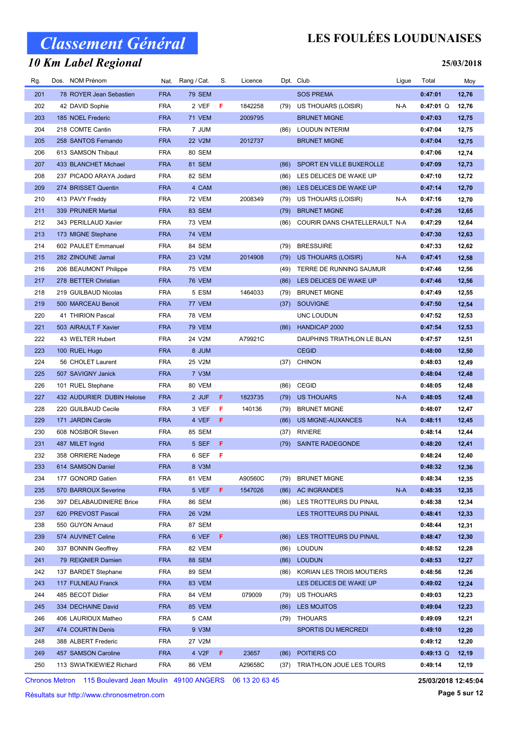# Classement Général

## LES FOULÉES LOUDUNAISES

### 10 Km Label Regional

**25/03/2018**

| Rg. | Dos. | NOM Prénom | Nat. | Rang / Cat. | S. | Licence | Dpt. | Club | Ligue | Total | Moy |
|---|---|---|---|---|---|---|---|---|---|---|---|
| 201 | 78 | ROYER Jean Sebastien | FRA | 79 SEM | | | | SOS PREMA | | 0:47:01 | 12,76 |
| 202 | 42 | DAVID Sophie | FRA | 2 VEF | F | 1842258 | (79) | US THOUARS (LOISIR) | N-A | 0:47:01 Q | 12,76 |
| 203 | 185 | NOEL Frederic | FRA | 71 VEM | | 2009795 | | BRUNET MIGNE | | 0:47:03 | 12,75 |
| 204 | 218 | COMTE Cantin | FRA | 7 JUM | | | (86) | LOUDUN INTERIM | | 0:47:04 | 12,75 |
| 205 | 258 | SANTOS Fernando | FRA | 22 V2M | | 2012737 | | BRUNET MIGNE | | 0:47:04 | 12,75 |
| 206 | 613 | SAMSON Thibaut | FRA | 80 SEM | | | | | | 0:47:06 | 12,74 |
| 207 | 433 | BLANCHET Michael | FRA | 81 SEM | | | (86) | SPORT EN VILLE BUXEROLLE | | 0:47:09 | 12,73 |
| 208 | 237 | PICADO ARAYA Jodard | FRA | 82 SEM | | | (86) | LES DELICES DE WAKE UP | | 0:47:10 | 12,72 |
| 209 | 274 | BRISSET Quentin | FRA | 4 CAM | | | (86) | LES DELICES DE WAKE UP | | 0:47:14 | 12,70 |
| 210 | 413 | PAVY Freddy | FRA | 72 VEM | | 2008349 | (79) | US THOUARS (LOISIR) | N-A | 0:47:16 | 12,70 |
| 211 | 339 | PRUNIER Martial | FRA | 83 SEM | | | (79) | BRUNET MIGNE | | 0:47:26 | 12,65 |
| 212 | 343 | PERILLAUD Xavier | FRA | 73 VEM | | | (86) | COURIR DANS CHATELLERAULT | N-A | 0:47:29 | 12,64 |
| 213 | 173 | MIGNE Stephane | FRA | 74 VEM | | | | | | 0:47:30 | 12,63 |
| 214 | 602 | PAULET Emmanuel | FRA | 84 SEM | | | (79) | BRESSUIRE | | 0:47:33 | 12,62 |
| 215 | 282 | ZINOUNE Jamal | FRA | 23 V2M | | 2014908 | (79) | US THOUARS (LOISIR) | N-A | 0:47:41 | 12,58 |
| 216 | 206 | BEAUMONT Philippe | FRA | 75 VEM | | | (49) | TERRE DE RUNNING SAUMUR | | 0:47:46 | 12,56 |
| 217 | 278 | BETTER Christian | FRA | 76 VEM | | | (86) | LES DELICES DE WAKE UP | | 0:47:46 | 12,56 |
| 218 | 219 | GUILBAUD Nicolas | FRA | 5 ESM | | 1464033 | (79) | BRUNET MIGNE | | 0:47:49 | 12,55 |
| 219 | 500 | MARCEAU Benoit | FRA | 77 VEM | | | (37) | SOUVIGNE | | 0:47:50 | 12,54 |
| 220 | 41 | THIRION Pascal | FRA | 78 VEM | | | | UNC LOUDUN | | 0:47:52 | 12,53 |
| 221 | 503 | AIRAULT F Xavier | FRA | 79 VEM | | | (86) | HANDICAP 2000 | | 0:47:54 | 12,53 |
| 222 | 43 | WELTER Hubert | FRA | 24 V2M | | A79921C | | DAUPHINS TRIATHLON LE BLAN | | 0:47:57 | 12,51 |
| 223 | 100 | RUEL Hugo | FRA | 8 JUM | | | | CEGID | | 0:48:00 | 12,50 |
| 224 | 56 | CHOLET Laurent | FRA | 25 V2M | | | (37) | CHINON | | 0:48:03 | 12,49 |
| 225 | 507 | SAVIGNY Janick | FRA | 7 V3M | | | | | | 0:48:04 | 12,48 |
| 226 | 101 | RUEL Stephane | FRA | 80 VEM | | | (86) | CEGID | | 0:48:05 | 12,48 |
| 227 | 432 | AUDURIER DUBIN Heloise | FRA | 2 JUF | F | 1823735 | (79) | US THOUARS | N-A | 0:48:05 | 12,48 |
| 228 | 220 | GUILBAUD Cecile | FRA | 3 VEF | F | 140136 | (79) | BRUNET MIGNE | | 0:48:07 | 12,47 |
| 229 | 171 | JARDIN Carole | FRA | 4 VEF | F | | (86) | US MIGNE-AUXANCES | N-A | 0:48:11 | 12,45 |
| 230 | 608 | NOSIBOR Steven | FRA | 85 SEM | | | (37) | RIVIERE | | 0:48:14 | 12,44 |
| 231 | 487 | MILET Ingrid | FRA | 5 SEF | F | | (79) | SAINTE RADEGONDE | | 0:48:20 | 12,41 |
| 232 | 358 | ORRIERE Nadege | FRA | 6 SEF | F | | | | | 0:48:24 | 12,40 |
| 233 | 614 | SAMSON Daniel | FRA | 8 V3M | | | | | | 0:48:32 | 12,36 |
| 234 | 177 | GONORD Gatien | FRA | 81 VEM | | A90560C | (79) | BRUNET MIGNE | | 0:48:34 | 12,35 |
| 235 | 570 | BARROUX Severine | FRA | 5 VEF | F | 1547026 | (86) | AC INGRANDES | N-A | 0:48:35 | 12,35 |
| 236 | 397 | DELABAUDINIERE Brice | FRA | 86 SEM | | | (86) | LES TROTTEURS DU PINAIL | | 0:48:38 | 12,34 |
| 237 | 620 | PREVOST Pascal | FRA | 26 V2M | | | | LES TROTTEURS DU PINAIL | | 0:48:41 | 12,33 |
| 238 | 550 | GUYON Arnaud | FRA | 87 SEM | | | | | | 0:48:44 | 12,31 |
| 239 | 574 | AUVINET Celine | FRA | 6 VEF | F | | (86) | LES TROTTEURS DU PINAIL | | 0:48:47 | 12,30 |
| 240 | 337 | BONNIN Geoffrey | FRA | 82 VEM | | | (86) | LOUDUN | | 0:48:52 | 12,28 |
| 241 | 79 | REIGNIER Damien | FRA | 88 SEM | | | (86) | LOUDUN | | 0:48:53 | 12,27 |
| 242 | 137 | BARDET Stephane | FRA | 89 SEM | | | (86) | KORIAN LES TROIS MOUTIERS | | 0:48:56 | 12,26 |
| 243 | 117 | FULNEAU Franck | FRA | 83 VEM | | | | LES DELICES DE WAKE UP | | 0:49:02 | 12,24 |
| 244 | 485 | BECOT Didier | FRA | 84 VEM | | 079009 | (79) | US THOUARS | | 0:49:03 | 12,23 |
| 245 | 334 | DECHAINE David | FRA | 85 VEM | | | (86) | LES MOJITOS | | 0:49:04 | 12,23 |
| 246 | 406 | LAURIOUX Matheo | FRA | 5 CAM | | | (79) | THOUARS | | 0:49:09 | 12,21 |
| 247 | 474 | COURTIN Denis | FRA | 9 V3M | | | | SPORTIS DU MERCREDI | | 0:49:10 | 12,20 |
| 248 | 388 | ALBERT Frederic | FRA | 27 V2M | | | | | | 0:49:12 | 12,20 |
| 249 | 457 | SAMSON Caroline | FRA | 4 V2F | F | 23657 | (86) | POITIERS CO | | 0:49:13 Q | 12,19 |
| 250 | 113 | SWIATKIEWIEZ Richard | FRA | 86 VEM | | A29658C | (37) | TRIATHLON JOUE LES TOURS | | 0:49:14 | 12,19 |

Chronos Metron 115 Boulevard Jean Moulin 49100 ANGERS 06 13 20 63 45

**25/03/2018 12:45:04**

Résultats sur http://www.chronosmetron.com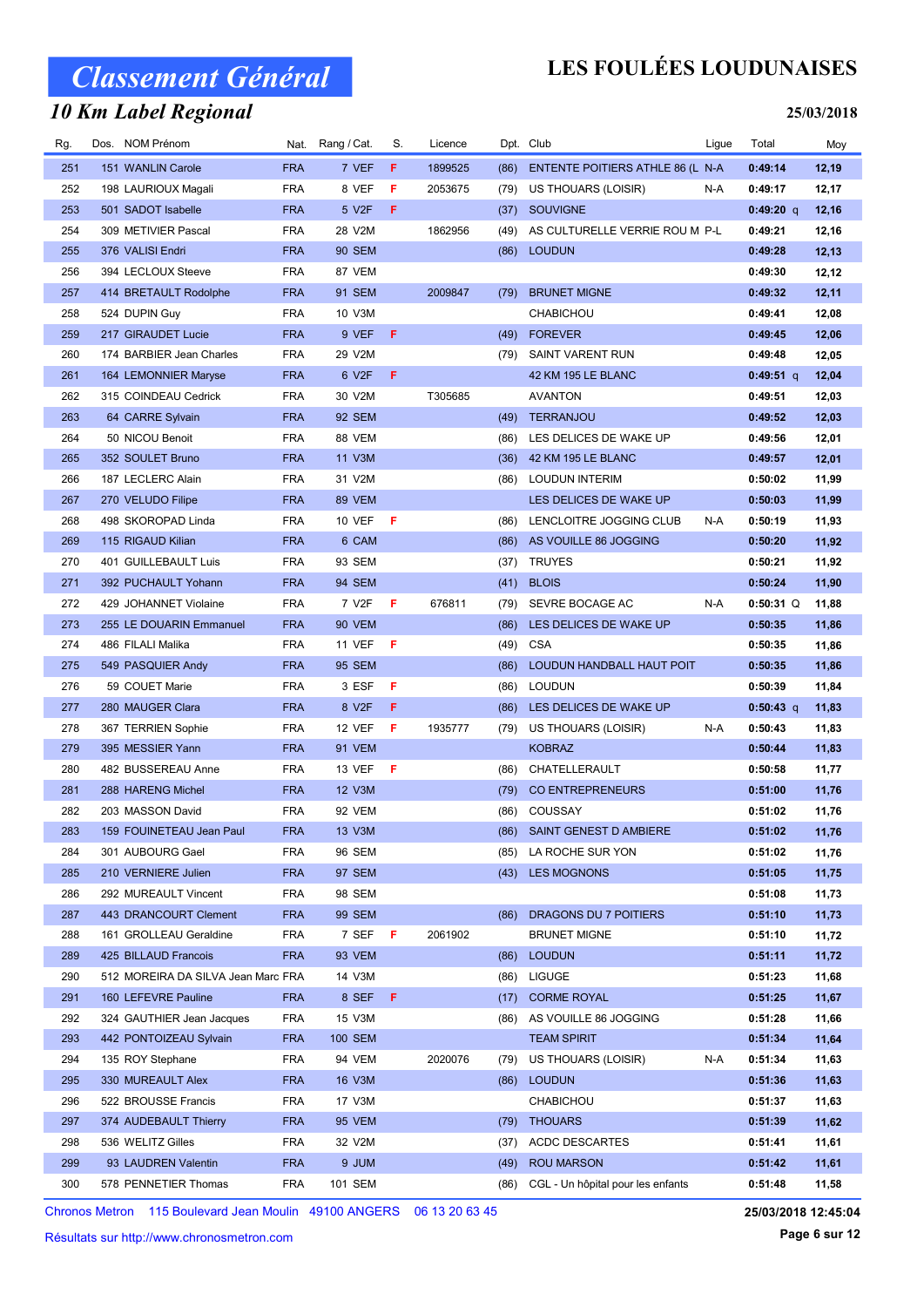# Classement Général

## 10 Km Label Regional

**LES FOULÉES LOUDUNAISES**

**25/03/2018**

| Rg. | Dos. | NOM Prénom | Nat. | Rang / Cat. | S. | Licence | Dpt. | Club | Ligue | Total | Moy |
|---|---|---|---|---|---|---|---|---|---|---|---|
| 251 | 151 | WANLIN Carole | FRA | 7 VEF | F | 1899525 | (86) | ENTENTE POITIERS ATHLE 86 (L | N-A | 0:49:14 | 12,19 |
| 252 | 198 | LAURIOUX Magali | FRA | 8 VEF | F | 2053675 | (79) | US THOUARS (LOISIR) | N-A | 0:49:17 | 12,17 |
| 253 | 501 | SADOT Isabelle | FRA | 5 V2F | F | | (37) | SOUVIGNE | | 0:49:20 q | 12,16 |
| 254 | 309 | METIVIER Pascal | FRA | 28 V2M | | 1862956 | (49) | AS CULTURELLE VERRIE ROU M | P-L | 0:49:21 | 12,16 |
| 255 | 376 | VALISI Endri | FRA | 90 SEM | | | (86) | LOUDUN | | 0:49:28 | 12,13 |
| 256 | 394 | LECLOUX Steeve | FRA | 87 VEM | | | | | | 0:49:30 | 12,12 |
| 257 | 414 | BRETAULT Rodolphe | FRA | 91 SEM | | 2009847 | (79) | BRUNET MIGNE | | 0:49:32 | 12,11 |
| 258 | 524 | DUPIN Guy | FRA | 10 V3M | | | | CHABICHOU | | 0:49:41 | 12,08 |
| 259 | 217 | GIRAUDET Lucie | FRA | 9 VEF | F | | (49) | FOREVER | | 0:49:45 | 12,06 |
| 260 | 174 | BARBIER Jean Charles | FRA | 29 V2M | | | (79) | SAINT VARENT RUN | | 0:49:48 | 12,05 |
| 261 | 164 | LEMONNIER Maryse | FRA | 6 V2F | F | | | 42 KM 195 LE BLANC | | 0:49:51 q | 12,04 |
| 262 | 315 | COINDEAU Cedrick | FRA | 30 V2M | | T305685 | | AVANTON | | 0:49:51 | 12,03 |
| 263 | 64 | CARRE Sylvain | FRA | 92 SEM | | | (49) | TERRANJOU | | 0:49:52 | 12,03 |
| 264 | 50 | NICOU Benoit | FRA | 88 VEM | | | (86) | LES DELICES DE WAKE UP | | 0:49:56 | 12,01 |
| 265 | 352 | SOULET Bruno | FRA | 11 V3M | | | (36) | 42 KM 195 LE BLANC | | 0:49:57 | 12,01 |
| 266 | 187 | LECLERC Alain | FRA | 31 V2M | | | (86) | LOUDUN INTERIM | | 0:50:02 | 11,99 |
| 267 | 270 | VELUDO Filipe | FRA | 89 VEM | | | | LES DELICES DE WAKE UP | | 0:50:03 | 11,99 |
| 268 | 498 | SKOROPAD Linda | FRA | 10 VEF | F | | (86) | LENCLOITRE JOGGING CLUB | N-A | 0:50:19 | 11,93 |
| 269 | 115 | RIGAUD Kilian | FRA | 6 CAM | | | (86) | AS VOUILLE 86 JOGGING | | 0:50:20 | 11,92 |
| 270 | 401 | GUILLEBAULT Luis | FRA | 93 SEM | | | (37) | TRUYES | | 0:50:21 | 11,92 |
| 271 | 392 | PUCHAULT Yohann | FRA | 94 SEM | | | (41) | BLOIS | | 0:50:24 | 11,90 |
| 272 | 429 | JOHANNET Violaine | FRA | 7 V2F | F | 676811 | (79) | SEVRE BOCAGE AC | N-A | 0:50:31 Q | 11,88 |
| 273 | 255 | LE DOUARIN Emmanuel | FRA | 90 VEM | | | (86) | LES DELICES DE WAKE UP | | 0:50:35 | 11,86 |
| 274 | 486 | FILALI Malika | FRA | 11 VEF | F | | (49) | CSA | | 0:50:35 | 11,86 |
| 275 | 549 | PASQUIER Andy | FRA | 95 SEM | | | (86) | LOUDUN HANDBALL HAUT POIT | | 0:50:35 | 11,86 |
| 276 | 59 | COUET Marie | FRA | 3 ESF | F | | (86) | LOUDUN | | 0:50:39 | 11,84 |
| 277 | 280 | MAUGER Clara | FRA | 8 V2F | F | | (86) | LES DELICES DE WAKE UP | | 0:50:43 q | 11,83 |
| 278 | 367 | TERRIEN Sophie | FRA | 12 VEF | F | 1935777 | (79) | US THOUARS (LOISIR) | N-A | 0:50:43 | 11,83 |
| 279 | 395 | MESSIER Yann | FRA | 91 VEM | | | | KOBRAZ | | 0:50:44 | 11,83 |
| 280 | 482 | BUSSEREAU Anne | FRA | 13 VEF | F | | (86) | CHATELLERAULT | | 0:50:58 | 11,77 |
| 281 | 288 | HARENG Michel | FRA | 12 V3M | | | (79) | CO ENTREPRENEURS | | 0:51:00 | 11,76 |
| 282 | 203 | MASSON David | FRA | 92 VEM | | | (86) | COUSSAY | | 0:51:02 | 11,76 |
| 283 | 159 | FOUINETEAU Jean Paul | FRA | 13 V3M | | | (86) | SAINT GENEST D AMBIERE | | 0:51:02 | 11,76 |
| 284 | 301 | AUBOURG Gael | FRA | 96 SEM | | | (85) | LA ROCHE SUR YON | | 0:51:02 | 11,76 |
| 285 | 210 | VERNIERE Julien | FRA | 97 SEM | | | (43) | LES MOGNONS | | 0:51:05 | 11,75 |
| 286 | 292 | MUREAULT Vincent | FRA | 98 SEM | | | | | | 0:51:08 | 11,73 |
| 287 | 443 | DRANCOURT Clement | FRA | 99 SEM | | | (86) | DRAGONS DU 7 POITIERS | | 0:51:10 | 11,73 |
| 288 | 161 | GROLLEAU Geraldine | FRA | 7 SEF | F | 2061902 | | BRUNET MIGNE | | 0:51:10 | 11,72 |
| 289 | 425 | BILLAUD Francois | FRA | 93 VEM | | | (86) | LOUDUN | | 0:51:11 | 11,72 |
| 290 | 512 | MOREIRA DA SILVA Jean Marc | FRA | 14 V3M | | | (86) | LIGUGE | | 0:51:23 | 11,68 |
| 291 | 160 | LEFEVRE Pauline | FRA | 8 SEF | F | | (17) | CORME ROYAL | | 0:51:25 | 11,67 |
| 292 | 324 | GAUTHIER Jean Jacques | FRA | 15 V3M | | | (86) | AS VOUILLE 86 JOGGING | | 0:51:28 | 11,66 |
| 293 | 442 | PONTOIZEAU Sylvain | FRA | 100 SEM | | | | TEAM SPIRIT | | 0:51:34 | 11,64 |
| 294 | 135 | ROY Stephane | FRA | 94 VEM | | 2020076 | (79) | US THOUARS (LOISIR) | N-A | 0:51:34 | 11,63 |
| 295 | 330 | MUREAULT Alex | FRA | 16 V3M | | | (86) | LOUDUN | | 0:51:36 | 11,63 |
| 296 | 522 | BROUSSE Francis | FRA | 17 V3M | | | | CHABICHOU | | 0:51:37 | 11,63 |
| 297 | 374 | AUDEBAULT Thierry | FRA | 95 VEM | | | (79) | THOUARS | | 0:51:39 | 11,62 |
| 298 | 536 | WELITZ Gilles | FRA | 32 V2M | | | (37) | ACDC DESCARTES | | 0:51:41 | 11,61 |
| 299 | 93 | LAUDREN Valentin | FRA | 9 JUM | | | (49) | ROU MARSON | | 0:51:42 | 11,61 |
| 300 | 578 | PENNETIER Thomas | FRA | 101 SEM | | | (86) | CGL - Un hôpital pour les enfants | | 0:51:48 | 11,58 |

Chronos Metron 115 Boulevard Jean Moulin 49100 ANGERS 06 13 20 63 45

**25/03/2018 12:45:04**

Résultats sur http://www.chronosmetron.com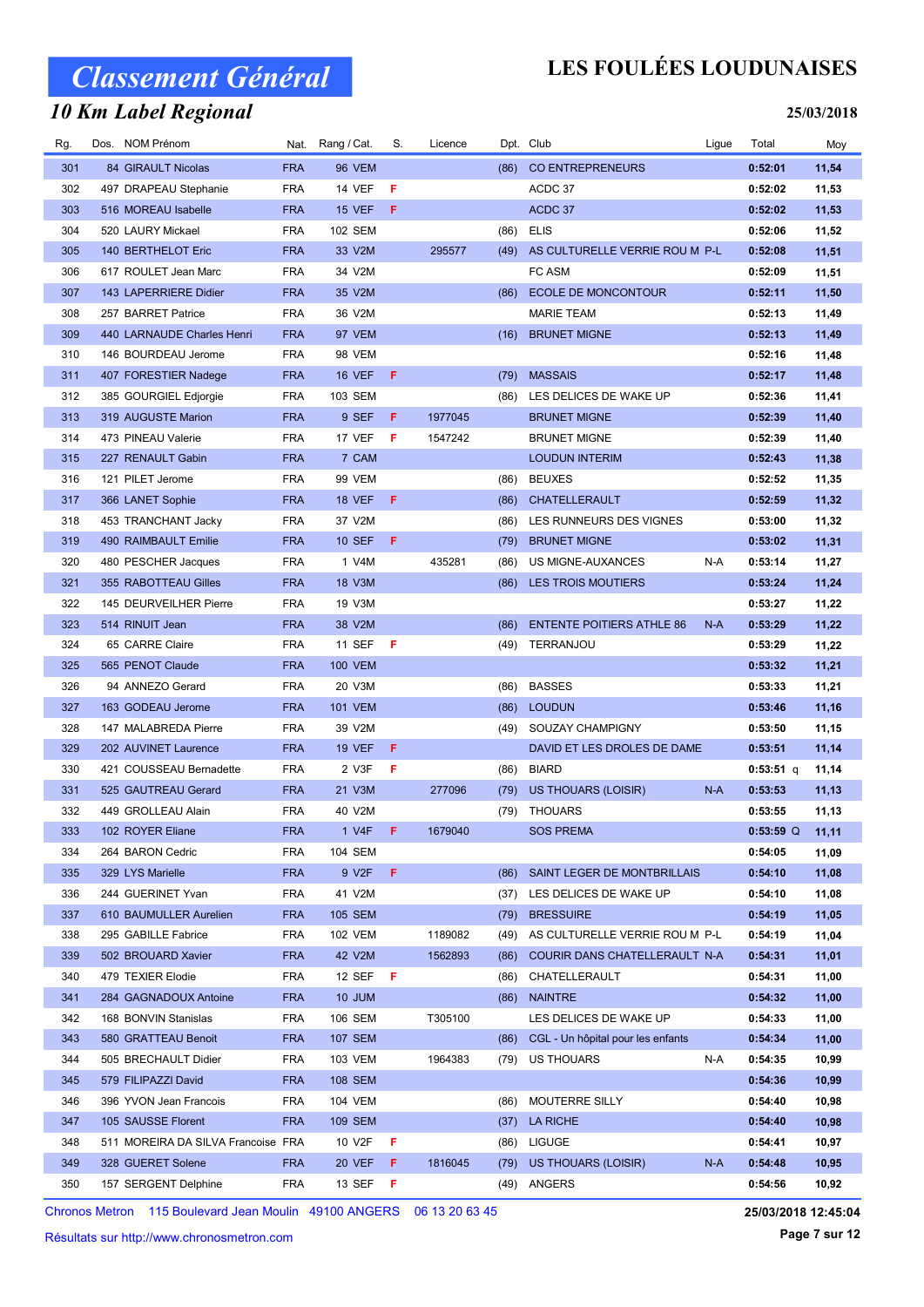# Classement Général

## 10 Km Label Regional

# LES FOULÉES LOUDUNAISES

25/03/2018

| Rg. | Dos. | NOM Prénom | Nat. | Rang / Cat. | S. | Licence | Dpt. | Club | Ligue | Total | Moy |
|---|---|---|---|---|---|---|---|---|---|---|---|
| 301 | 84 | GIRAULT Nicolas | FRA | 96 VEM | | | (86) | CO ENTREPRENEURS | | 0:52:01 | 11,54 |
| 302 | 497 | DRAPEAU Stephanie | FRA | 14 VEF | F | | | ACDC 37 | | 0:52:02 | 11,53 |
| 303 | 516 | MOREAU Isabelle | FRA | 15 VEF | F | | | ACDC 37 | | 0:52:02 | 11,53 |
| 304 | 520 | LAURY Mickael | FRA | 102 SEM | | | (86) | ELIS | | 0:52:06 | 11,52 |
| 305 | 140 | BERTHELOT Eric | FRA | 33 V2M | | 295577 | (49) | AS CULTURELLE VERRIE ROU M | P-L | 0:52:08 | 11,51 |
| 306 | 617 | ROULET Jean Marc | FRA | 34 V2M | | | | FC ASM | | 0:52:09 | 11,51 |
| 307 | 143 | LAPERRIERE Didier | FRA | 35 V2M | | | (86) | ECOLE DE MONCONTOUR | | 0:52:11 | 11,50 |
| 308 | 257 | BARRET Patrice | FRA | 36 V2M | | | | MARIE TEAM | | 0:52:13 | 11,49 |
| 309 | 440 | LARNAUDE Charles Henri | FRA | 97 VEM | | | (16) | BRUNET MIGNE | | 0:52:13 | 11,49 |
| 310 | 146 | BOURDEAU Jerome | FRA | 98 VEM | | | | | | 0:52:16 | 11,48 |
| 311 | 407 | FORESTIER Nadege | FRA | 16 VEF | F | | (79) | MASSAIS | | 0:52:17 | 11,48 |
| 312 | 385 | GOURGIEL Edjorgie | FRA | 103 SEM | | | (86) | LES DELICES DE WAKE UP | | 0:52:36 | 11,41 |
| 313 | 319 | AUGUSTE Marion | FRA | 9 SEF | F | 1977045 | | BRUNET MIGNE | | 0:52:39 | 11,40 |
| 314 | 473 | PINEAU Valerie | FRA | 17 VEF | F | 1547242 | | BRUNET MIGNE | | 0:52:39 | 11,40 |
| 315 | 227 | RENAULT Gabin | FRA | 7 CAM | | | | LOUDUN INTERIM | | 0:52:43 | 11,38 |
| 316 | 121 | PILET Jerome | FRA | 99 VEM | | | (86) | BEUXES | | 0:52:52 | 11,35 |
| 317 | 366 | LANET Sophie | FRA | 18 VEF | F | | (86) | CHATELLERAULT | | 0:52:59 | 11,32 |
| 318 | 453 | TRANCHANT Jacky | FRA | 37 V2M | | | (86) | LES RUNNEURS DES VIGNES | | 0:53:00 | 11,32 |
| 319 | 490 | RAIMBAULT Emilie | FRA | 10 SEF | F | | (79) | BRUNET MIGNE | | 0:53:02 | 11,31 |
| 320 | 480 | PESCHER Jacques | FRA | 1 V4M | | 435281 | (86) | US MIGNE-AUXANCES | N-A | 0:53:14 | 11,27 |
| 321 | 355 | RABOTTEAU Gilles | FRA | 18 V3M | | | (86) | LES TROIS MOUTIERS | | 0:53:24 | 11,24 |
| 322 | 145 | DEURVEILHER Pierre | FRA | 19 V3M | | | | | | 0:53:27 | 11,22 |
| 323 | 514 | RINUIT Jean | FRA | 38 V2M | | | (86) | ENTENTE POITIERS ATHLE 86 | N-A | 0:53:29 | 11,22 |
| 324 | 65 | CARRE Claire | FRA | 11 SEF | F | | (49) | TERRANJOU | | 0:53:29 | 11,22 |
| 325 | 565 | PENOT Claude | FRA | 100 VEM | | | | | | 0:53:32 | 11,21 |
| 326 | 94 | ANNEZO Gerard | FRA | 20 V3M | | | (86) | BASSES | | 0:53:33 | 11,21 |
| 327 | 163 | GODEAU Jerome | FRA | 101 VEM | | | (86) | LOUDUN | | 0:53:46 | 11,16 |
| 328 | 147 | MALABREDA Pierre | FRA | 39 V2M | | | (49) | SOUZAY CHAMPIGNY | | 0:53:50 | 11,15 |
| 329 | 202 | AUVINET Laurence | FRA | 19 VEF | F | | | DAVID ET LES DROLES DE DAME | | 0:53:51 | 11,14 |
| 330 | 421 | COUSSEAU Bernadette | FRA | 2 V3F | F | | (86) | BIARD | | 0:53:51 q | 11,14 |
| 331 | 525 | GAUTREAU Gerard | FRA | 21 V3M | | 277096 | (79) | US THOUARS (LOISIR) | N-A | 0:53:53 | 11,13 |
| 332 | 449 | GROLLEAU Alain | FRA | 40 V2M | | | (79) | THOUARS | | 0:53:55 | 11,13 |
| 333 | 102 | ROYER Eliane | FRA | 1 V4F | F | 1679040 | | SOS PREMA | | 0:53:59 Q | 11,11 |
| 334 | 264 | BARON Cedric | FRA | 104 SEM | | | | | | 0:54:05 | 11,09 |
| 335 | 329 | LYS Marielle | FRA | 9 V2F | F | | (86) | SAINT LEGER DE MONTBRILLAIS | | 0:54:10 | 11,08 |
| 336 | 244 | GUERINET Yvan | FRA | 41 V2M | | | (37) | LES DELICES DE WAKE UP | | 0:54:10 | 11,08 |
| 337 | 610 | BAUMULLER Aurelien | FRA | 105 SEM | | | (79) | BRESSUIRE | | 0:54:19 | 11,05 |
| 338 | 295 | GABILLE Fabrice | FRA | 102 VEM | | 1189082 | (49) | AS CULTURELLE VERRIE ROU M | P-L | 0:54:19 | 11,04 |
| 339 | 502 | BROUARD Xavier | FRA | 42 V2M | | 1562893 | (86) | COURIR DANS CHATELLERAULT | N-A | 0:54:31 | 11,01 |
| 340 | 479 | TEXIER Elodie | FRA | 12 SEF | F | | (86) | CHATELLERAULT | | 0:54:31 | 11,00 |
| 341 | 284 | GAGNADOUX Antoine | FRA | 10 JUM | | | (86) | NAINTRE | | 0:54:32 | 11,00 |
| 342 | 168 | BONVIN Stanislas | FRA | 106 SEM | | T305100 | | LES DELICES DE WAKE UP | | 0:54:33 | 11,00 |
| 343 | 580 | GRATTEAU Benoit | FRA | 107 SEM | | | (86) | CGL - Un hôpital pour les enfants | | 0:54:34 | 11,00 |
| 344 | 505 | BRECHAULT Didier | FRA | 103 VEM | | 1964383 | (79) | US THOUARS | N-A | 0:54:35 | 10,99 |
| 345 | 579 | FILIPAZZI David | FRA | 108 SEM | | | | | | 0:54:36 | 10,99 |
| 346 | 396 | YVON Jean Francois | FRA | 104 VEM | | | (86) | MOUTERRE SILLY | | 0:54:40 | 10,98 |
| 347 | 105 | SAUSSE Florent | FRA | 109 SEM | | | (37) | LA RICHE | | 0:54:40 | 10,98 |
| 348 | 511 | MOREIRA DA SILVA Francoise | FRA | 10 V2F | F | | (86) | LIGUGE | | 0:54:41 | 10,97 |
| 349 | 328 | GUERET Solene | FRA | 20 VEF | F | 1816045 | (79) | US THOUARS (LOISIR) | N-A | 0:54:48 | 10,95 |
| 350 | 157 | SERGENT Delphine | FRA | 13 SEF | F | | (49) | ANGERS | | 0:54:56 | 10,92 |

Chronos Metron 115 Boulevard Jean Moulin 49100 ANGERS 06 13 20 63 45

25/03/2018 12:45:04

Résultats sur http://www.chronosmetron.com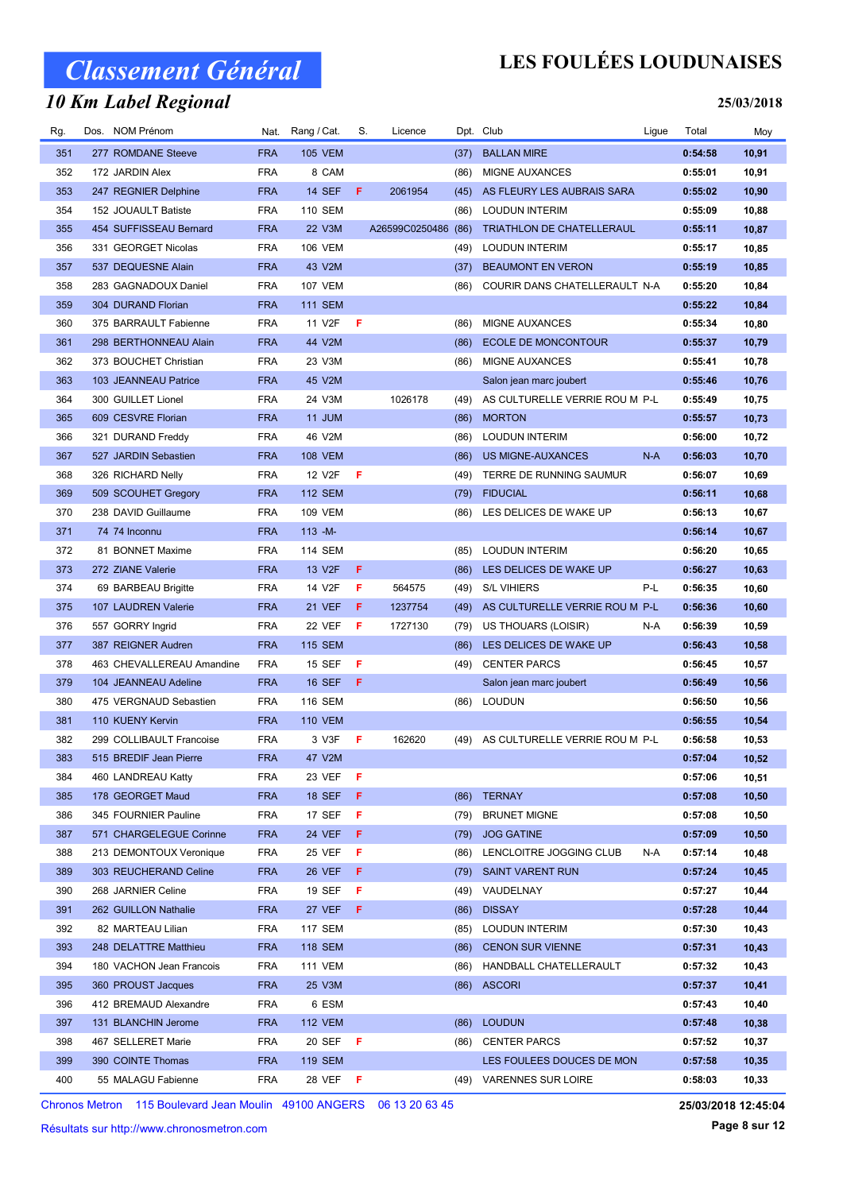# Classement Général

## LES FOULÉES LOUDUNAISES

### 10 Km Label Regional

**25/03/2018**

| Rg. | Dos. | NOM Prénom | Nat. | Rang / Cat. | S. | Licence | Dpt. | Club | Ligue | Total | Moy |
|---|---|---|---|---|---|---|---|---|---|---|---|
| 351 | 277 | ROMDANE Steeve | FRA | 105 VEM | | | (37) | BALLAN MIRE | | 0:54:58 | 10,91 |
| 352 | 172 | JARDIN Alex | FRA | 8 CAM | | | (86) | MIGNE AUXANCES | | 0:55:01 | 10,91 |
| 353 | 247 | REGNIER Delphine | FRA | 14 SEF | F | 2061954 | (45) | AS FLEURY LES AUBRAIS SARA | | 0:55:02 | 10,90 |
| 354 | 152 | JOUAULT Batiste | FRA | 110 SEM | | | (86) | LOUDUN INTERIM | | 0:55:09 | 10,88 |
| 355 | 454 | SUFFISSEAU Bernard | FRA | 22 V3M | | A26599C0250486 | (86) | TRIATHLON DE CHATELLERAUL | | 0:55:11 | 10,87 |
| 356 | 331 | GEORGET Nicolas | FRA | 106 VEM | | | (49) | LOUDUN INTERIM | | 0:55:17 | 10,85 |
| 357 | 537 | DEQUESNE Alain | FRA | 43 V2M | | | (37) | BEAUMONT EN VERON | | 0:55:19 | 10,85 |
| 358 | 283 | GAGNADOUX Daniel | FRA | 107 VEM | | | (86) | COURIR DANS CHATELLERAULT | N-A | 0:55:20 | 10,84 |
| 359 | 304 | DURAND Florian | FRA | 111 SEM | | | | | | 0:55:22 | 10,84 |
| 360 | 375 | BARRAULT Fabienne | FRA | 11 V2F | F | | (86) | MIGNE AUXANCES | | 0:55:34 | 10,80 |
| 361 | 298 | BERTHONNEAU Alain | FRA | 44 V2M | | | (86) | ECOLE DE MONCONTOUR | | 0:55:37 | 10,79 |
| 362 | 373 | BOUCHET Christian | FRA | 23 V3M | | | (86) | MIGNE AUXANCES | | 0:55:41 | 10,78 |
| 363 | 103 | JEANNEAU Patrice | FRA | 45 V2M | | | | Salon jean marc joubert | | 0:55:46 | 10,76 |
| 364 | 300 | GUILLET Lionel | FRA | 24 V3M | | 1026178 | (49) | AS CULTURELLE VERRIE ROU M | P-L | 0:55:49 | 10,75 |
| 365 | 609 | CESVRE Florian | FRA | 11 JUM | | | (86) | MORTON | | 0:55:57 | 10,73 |
| 366 | 321 | DURAND Freddy | FRA | 46 V2M | | | (86) | LOUDUN INTERIM | | 0:56:00 | 10,72 |
| 367 | 527 | JARDIN Sebastien | FRA | 108 VEM | | | (86) | US MIGNE-AUXANCES | N-A | 0:56:03 | 10,70 |
| 368 | 326 | RICHARD Nelly | FRA | 12 V2F | F | | (49) | TERRE DE RUNNING SAUMUR | | 0:56:07 | 10,69 |
| 369 | 509 | SCOUHET Gregory | FRA | 112 SEM | | | (79) | FIDUCIAL | | 0:56:11 | 10,68 |
| 370 | 238 | DAVID Guillaume | FRA | 109 VEM | | | (86) | LES DELICES DE WAKE UP | | 0:56:13 | 10,67 |
| 371 | 74 | 74 Inconnu | FRA | 113 -M- | | | | | | 0:56:14 | 10,67 |
| 372 | 81 | BONNET Maxime | FRA | 114 SEM | | | (85) | LOUDUN INTERIM | | 0:56:20 | 10,65 |
| 373 | 272 | ZIANE Valerie | FRA | 13 V2F | F | | (86) | LES DELICES DE WAKE UP | | 0:56:27 | 10,63 |
| 374 | 69 | BARBEAU Brigitte | FRA | 14 V2F | F | 564575 | (49) | S/L VIHIERS | P-L | 0:56:35 | 10,60 |
| 375 | 107 | LAUDREN Valerie | FRA | 21 VEF | F | 1237754 | (49) | AS CULTURELLE VERRIE ROU M | P-L | 0:56:36 | 10,60 |
| 376 | 557 | GORRY Ingrid | FRA | 22 VEF | F | 1727130 | (79) | US THOUARS (LOISIR) | N-A | 0:56:39 | 10,59 |
| 377 | 387 | REIGNER Audren | FRA | 115 SEM | | | (86) | LES DELICES DE WAKE UP | | 0:56:43 | 10,58 |
| 378 | 463 | CHEVALLEREAU Amandine | FRA | 15 SEF | F | | (49) | CENTER PARCS | | 0:56:45 | 10,57 |
| 379 | 104 | JEANNEAU Adeline | FRA | 16 SEF | F | | | Salon jean marc joubert | | 0:56:49 | 10,56 |
| 380 | 475 | VERGNAUD Sebastien | FRA | 116 SEM | | | (86) | LOUDUN | | 0:56:50 | 10,56 |
| 381 | 110 | KUENY Kervin | FRA | 110 VEM | | | | | | 0:56:55 | 10,54 |
| 382 | 299 | COLLIBAULT Francoise | FRA | 3 V3F | F | 162620 | (49) | AS CULTURELLE VERRIE ROU M | P-L | 0:56:58 | 10,53 |
| 383 | 515 | BREDIF Jean Pierre | FRA | 47 V2M | | | | | | 0:57:04 | 10,52 |
| 384 | 460 | LANDREAU Katty | FRA | 23 VEF | F | | | | | 0:57:06 | 10,51 |
| 385 | 178 | GEORGET Maud | FRA | 18 SEF | F | | (86) | TERNAY | | 0:57:08 | 10,50 |
| 386 | 345 | FOURNIER Pauline | FRA | 17 SEF | F | | (79) | BRUNET MIGNE | | 0:57:08 | 10,50 |
| 387 | 571 | CHARGELEGUE Corinne | FRA | 24 VEF | F | | (79) | JOG GATINE | | 0:57:09 | 10,50 |
| 388 | 213 | DEMONTOUX Veronique | FRA | 25 VEF | F | | (86) | LENCLOITRE JOGGING CLUB | N-A | 0:57:14 | 10,48 |
| 389 | 303 | REUCHERAND Celine | FRA | 26 VEF | F | | (79) | SAINT VARENT RUN | | 0:57:24 | 10,45 |
| 390 | 268 | JARNIER Celine | FRA | 19 SEF | F | | (49) | VAUDELNAY | | 0:57:27 | 10,44 |
| 391 | 262 | GUILLON Nathalie | FRA | 27 VEF | F | | (86) | DISSAY | | 0:57:28 | 10,44 |
| 392 | 82 | MARTEAU Lilian | FRA | 117 SEM | | | (85) | LOUDUN INTERIM | | 0:57:30 | 10,43 |
| 393 | 248 | DELATTRE Matthieu | FRA | 118 SEM | | | (86) | CENON SUR VIENNE | | 0:57:31 | 10,43 |
| 394 | 180 | VACHON Jean Francois | FRA | 111 VEM | | | (86) | HANDBALL CHATELLERAULT | | 0:57:32 | 10,43 |
| 395 | 360 | PROUST Jacques | FRA | 25 V3M | | | (86) | ASCORI | | 0:57:37 | 10,41 |
| 396 | 412 | BREMAUD Alexandre | FRA | 6 ESM | | | | | | 0:57:43 | 10,40 |
| 397 | 131 | BLANCHIN Jerome | FRA | 112 VEM | | | (86) | LOUDUN | | 0:57:48 | 10,38 |
| 398 | 467 | SELLERET Marie | FRA | 20 SEF | F | | (86) | CENTER PARCS | | 0:57:52 | 10,37 |
| 399 | 390 | COINTE Thomas | FRA | 119 SEM | | | | LES FOULEES DOUCES DE MON | | 0:57:58 | 10,35 |
| 400 | 55 | MALAGU Fabienne | FRA | 28 VEF | F | | (49) | VARENNES SUR LOIRE | | 0:58:03 | 10,33 |

Chronos Metron 115 Boulevard Jean Moulin 49100 ANGERS 06 13 20 63 45

Résultats sur http://www.chronosmetron.com

25/03/2018 12:45:04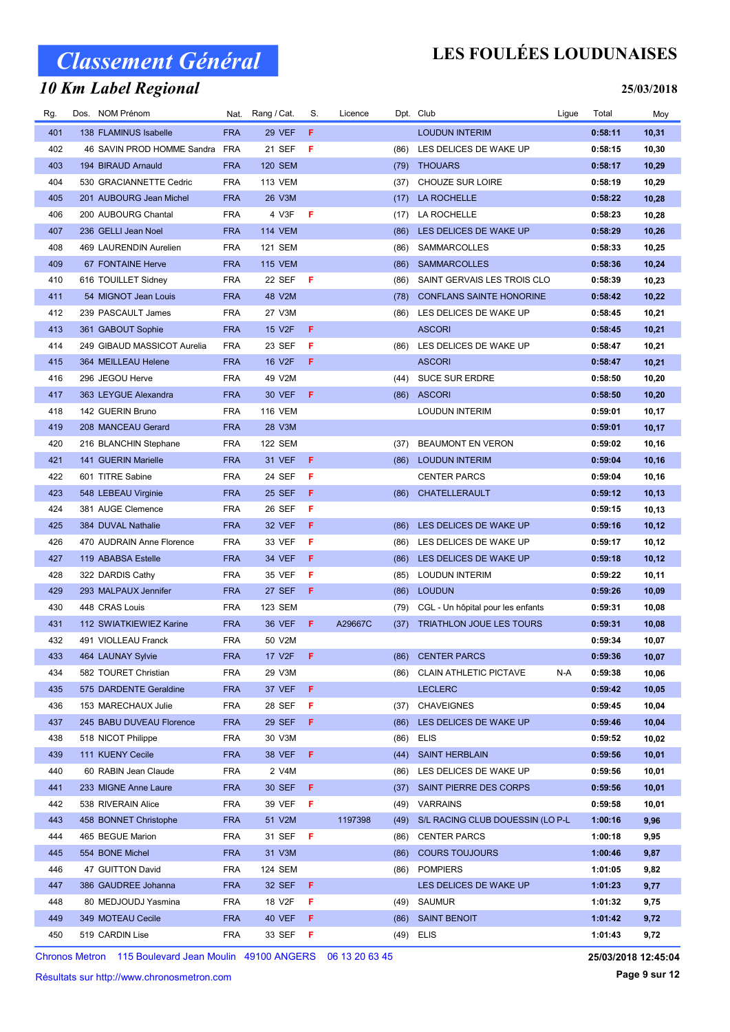# Classement Général

## LES FOULÉES LOUDUNAISES

### 10 Km Label Regional

25/03/2018

| Rg. | Dos. | NOM Prénom | Nat. | Rang / Cat. | S. | Licence | Dpt. | Club | Ligue | Total | Moy |
|---|---|---|---|---|---|---|---|---|---|---|---|
| 401 | 138 | FLAMINUS Isabelle | FRA | 29 VEF | F | | | LOUDUN INTERIM | | 0:58:11 | 10,31 |
| 402 | 46 | SAVIN PROD HOMME Sandra | FRA | 21 SEF | F | | (86) | LES DELICES DE WAKE UP | | 0:58:15 | 10,30 |
| 403 | 194 | BIRAUD Arnauld | FRA | 120 SEM | | | (79) | THOUARS | | 0:58:17 | 10,29 |
| 404 | 530 | GRACIANNETTE Cedric | FRA | 113 VEM | | | (37) | CHOUZE SUR LOIRE | | 0:58:19 | 10,29 |
| 405 | 201 | AUBOURG Jean Michel | FRA | 26 V3M | | | (17) | LA ROCHELLE | | 0:58:22 | 10,28 |
| 406 | 200 | AUBOURG Chantal | FRA | 4 V3F | F | | (17) | LA ROCHELLE | | 0:58:23 | 10,28 |
| 407 | 236 | GELLI Jean Noel | FRA | 114 VEM | | | (86) | LES DELICES DE WAKE UP | | 0:58:29 | 10,26 |
| 408 | 469 | LAURENDIN Aurelien | FRA | 121 SEM | | | (86) | SAMMARCOLLES | | 0:58:33 | 10,25 |
| 409 | 67 | FONTAINE Herve | FRA | 115 VEM | | | (86) | SAMMARCOLLES | | 0:58:36 | 10,24 |
| 410 | 616 | TOUILLET Sidney | FRA | 22 SEF | F | | (86) | SAINT GERVAIS LES TROIS CLO | | 0:58:39 | 10,23 |
| 411 | 54 | MIGNOT Jean Louis | FRA | 48 V2M | | | (78) | CONFLANS SAINTE HONORINE | | 0:58:42 | 10,22 |
| 412 | 239 | PASCAULT James | FRA | 27 V3M | | | (86) | LES DELICES DE WAKE UP | | 0:58:45 | 10,21 |
| 413 | 361 | GABOUT Sophie | FRA | 15 V2F | F | | | ASCORI | | 0:58:45 | 10,21 |
| 414 | 249 | GIBAUD MASSICOT Aurelia | FRA | 23 SEF | F | | (86) | LES DELICES DE WAKE UP | | 0:58:47 | 10,21 |
| 415 | 364 | MEILLEAU Helene | FRA | 16 V2F | F | | | ASCORI | | 0:58:47 | 10,21 |
| 416 | 296 | JEGOU Herve | FRA | 49 V2M | | | (44) | SUCE SUR ERDRE | | 0:58:50 | 10,20 |
| 417 | 363 | LEYGUE Alexandra | FRA | 30 VEF | F | | (86) | ASCORI | | 0:58:50 | 10,20 |
| 418 | 142 | GUERIN Bruno | FRA | 116 VEM | | | | LOUDUN INTERIM | | 0:59:01 | 10,17 |
| 419 | 208 | MANCEAU Gerard | FRA | 28 V3M | | | | | | 0:59:01 | 10,17 |
| 420 | 216 | BLANCHIN Stephane | FRA | 122 SEM | | | (37) | BEAUMONT EN VERON | | 0:59:02 | 10,16 |
| 421 | 141 | GUERIN Marielle | FRA | 31 VEF | F | | (86) | LOUDUN INTERIM | | 0:59:04 | 10,16 |
| 422 | 601 | TITRE Sabine | FRA | 24 SEF | F | | | CENTER PARCS | | 0:59:04 | 10,16 |
| 423 | 548 | LEBEAU Virginie | FRA | 25 SEF | F | | (86) | CHATELLERAULT | | 0:59:12 | 10,13 |
| 424 | 381 | AUGE Clemence | FRA | 26 SEF | F | | | | | 0:59:15 | 10,13 |
| 425 | 384 | DUVAL Nathalie | FRA | 32 VEF | F | | (86) | LES DELICES DE WAKE UP | | 0:59:16 | 10,12 |
| 426 | 470 | AUDRAIN Anne Florence | FRA | 33 VEF | F | | (86) | LES DELICES DE WAKE UP | | 0:59:17 | 10,12 |
| 427 | 119 | ABABSA Estelle | FRA | 34 VEF | F | | (86) | LES DELICES DE WAKE UP | | 0:59:18 | 10,12 |
| 428 | 322 | DARDIS Cathy | FRA | 35 VEF | F | | (85) | LOUDUN INTERIM | | 0:59:22 | 10,11 |
| 429 | 293 | MALPAUX Jennifer | FRA | 27 SEF | F | | (86) | LOUDUN | | 0:59:26 | 10,09 |
| 430 | 448 | CRAS Louis | FRA | 123 SEM | | | (79) | CGL - Un hôpital pour les enfants | | 0:59:31 | 10,08 |
| 431 | 112 | SWIATKIEWIEZ Karine | FRA | 36 VEF | F | A29667C | (37) | TRIATHLON JOUE LES TOURS | | 0:59:31 | 10,08 |
| 432 | 491 | VIOLLEAU Franck | FRA | 50 V2M | | | | | | 0:59:34 | 10,07 |
| 433 | 464 | LAUNAY Sylvie | FRA | 17 V2F | F | | (86) | CENTER PARCS | | 0:59:36 | 10,07 |
| 434 | 582 | TOURET Christian | FRA | 29 V3M | | | (86) | CLAIN ATHLETIC PICTAVE | N-A | 0:59:38 | 10,06 |
| 435 | 575 | DARDENTE Geraldine | FRA | 37 VEF | F | | | LECLERC | | 0:59:42 | 10,05 |
| 436 | 153 | MARECHAUX Julie | FRA | 28 SEF | F | | (37) | CHAVEIGNES | | 0:59:45 | 10,04 |
| 437 | 245 | BABU DUVEAU Florence | FRA | 29 SEF | F | | (86) | LES DELICES DE WAKE UP | | 0:59:46 | 10,04 |
| 438 | 518 | NICOT Philippe | FRA | 30 V3M | | | (86) | ELIS | | 0:59:52 | 10,02 |
| 439 | 111 | KUENY Cecile | FRA | 38 VEF | F | | (44) | SAINT HERBLAIN | | 0:59:56 | 10,01 |
| 440 | 60 | RABIN Jean Claude | FRA | 2 V4M | | | (86) | LES DELICES DE WAKE UP | | 0:59:56 | 10,01 |
| 441 | 233 | MIGNE Anne Laure | FRA | 30 SEF | F | | (37) | SAINT PIERRE DES CORPS | | 0:59:56 | 10,01 |
| 442 | 538 | RIVERAIN Alice | FRA | 39 VEF | F | | (49) | VARRAINS | | 0:59:58 | 10,01 |
| 443 | 458 | BONNET Christophe | FRA | 51 V2M | | 1197398 | (49) | S/L RACING CLUB DOUESSIN (LO | P-L | 1:00:16 | 9,96 |
| 444 | 465 | BEGUE Marion | FRA | 31 SEF | F | | (86) | CENTER PARCS | | 1:00:18 | 9,95 |
| 445 | 554 | BONE Michel | FRA | 31 V3M | | | (86) | COURS TOUJOURS | | 1:00:46 | 9,87 |
| 446 | 47 | GUITTON David | FRA | 124 SEM | | | (86) | POMPIERS | | 1:01:05 | 9,82 |
| 447 | 386 | GAUDREE Johanna | FRA | 32 SEF | F | | | LES DELICES DE WAKE UP | | 1:01:23 | 9,77 |
| 448 | 80 | MEDJOUDJ Yasmina | FRA | 18 V2F | F | | (49) | SAUMUR | | 1:01:32 | 9,75 |
| 449 | 349 | MOTEAU Cecile | FRA | 40 VEF | F | | (86) | SAINT BENOIT | | 1:01:42 | 9,72 |
| 450 | 519 | CARDIN Lise | FRA | 33 SEF | F | | (49) | ELIS | | 1:01:43 | 9,72 |

Chronos Metron 115 Boulevard Jean Moulin 49100 ANGERS 06 13 20 63 45

25/03/2018 12:45:04

Résultats sur http://www.chronosmetron.com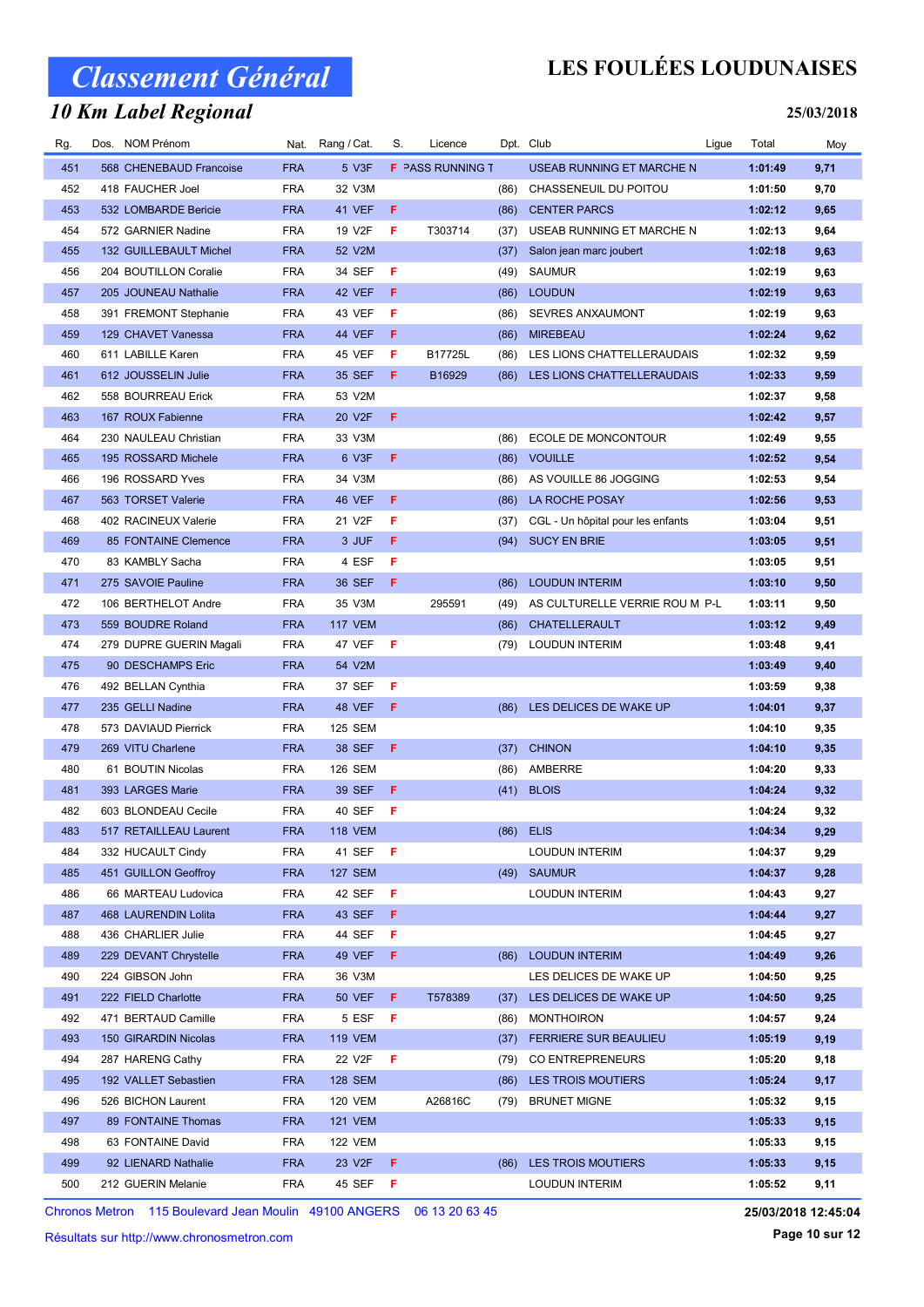# Classement Général

## LES FOULÉES LOUDUNAISES

### 10 Km Label Regional

**25/03/2018**

| Rg. | Dos. | NOM Prénom | Nat. | Rang / Cat. | S. | Licence | Dpt. | Club | Ligue | Total | Moy |
|---|---|---|---|---|---|---|---|---|---|---|---|
| 451 | 568 | CHENEBAUD Francoise | FRA | 5 V3F | F | PASS RUNNING T | | USEAB RUNNING ET MARCHE N | | 1:01:49 | 9,71 |
| 452 | 418 | FAUCHER Joel | FRA | 32 V3M | | | (86) | CHASSENEUIL DU POITOU | | 1:01:50 | 9,70 |
| 453 | 532 | LOMBARDE Bericie | FRA | 41 VEF | F | | (86) | CENTER PARCS | | 1:02:12 | 9,65 |
| 454 | 572 | GARNIER Nadine | FRA | 19 V2F | F | T303714 | (37) | USEAB RUNNING ET MARCHE N | | 1:02:13 | 9,64 |
| 455 | 132 | GUILLEBAULT Michel | FRA | 52 V2M | | | (37) | Salon jean marc joubert | | 1:02:18 | 9,63 |
| 456 | 204 | BOUTILLON Coralie | FRA | 34 SEF | F | | (49) | SAUMUR | | 1:02:19 | 9,63 |
| 457 | 205 | JOUNEAU Nathalie | FRA | 42 VEF | F | | (86) | LOUDUN | | 1:02:19 | 9,63 |
| 458 | 391 | FREMONT Stephanie | FRA | 43 VEF | F | | (86) | SEVRES ANXAUMONT | | 1:02:19 | 9,63 |
| 459 | 129 | CHAVET Vanessa | FRA | 44 VEF | F | | (86) | MIREBEAU | | 1:02:24 | 9,62 |
| 460 | 611 | LABILLE Karen | FRA | 45 VEF | F | B17725L | (86) | LES LIONS CHATTELLERAUDAIS | | 1:02:32 | 9,59 |
| 461 | 612 | JOUSSELIN Julie | FRA | 35 SEF | F | B16929 | (86) | LES LIONS CHATTELLERAUDAIS | | 1:02:33 | 9,59 |
| 462 | 558 | BOURREAU Erick | FRA | 53 V2M | | | | | | 1:02:37 | 9,58 |
| 463 | 167 | ROUX Fabienne | FRA | 20 V2F | F | | | | | 1:02:42 | 9,57 |
| 464 | 230 | NAULEAU Christian | FRA | 33 V3M | | | (86) | ECOLE DE MONCONTOUR | | 1:02:49 | 9,55 |
| 465 | 195 | ROSSARD Michele | FRA | 6 V3F | F | | (86) | VOUILLE | | 1:02:52 | 9,54 |
| 466 | 196 | ROSSARD Yves | FRA | 34 V3M | | | (86) | AS VOUILLE 86 JOGGING | | 1:02:53 | 9,54 |
| 467 | 563 | TORSET Valerie | FRA | 46 VEF | F | | (86) | LA ROCHE POSAY | | 1:02:56 | 9,53 |
| 468 | 402 | RACINEUX Valerie | FRA | 21 V2F | F | | (37) | CGL - Un hôpital pour les enfants | | 1:03:04 | 9,51 |
| 469 | 85 | FONTAINE Clemence | FRA | 3 JUF | F | | (94) | SUCY EN BRIE | | 1:03:05 | 9,51 |
| 470 | 83 | KAMBLY Sacha | FRA | 4 ESF | F | | | | | 1:03:05 | 9,51 |
| 471 | 275 | SAVOIE Pauline | FRA | 36 SEF | F | | (86) | LOUDUN INTERIM | | 1:03:10 | 9,50 |
| 472 | 106 | BERTHELOT Andre | FRA | 35 V3M | | 295591 | (49) | AS CULTURELLE VERRIE ROU M | P-L | 1:03:11 | 9,50 |
| 473 | 559 | BOUDRE Roland | FRA | 117 VEM | | | (86) | CHATELLERAULT | | 1:03:12 | 9,49 |
| 474 | 279 | DUPRE GUERIN Magali | FRA | 47 VEF | F | | (79) | LOUDUN INTERIM | | 1:03:48 | 9,41 |
| 475 | 90 | DESCHAMPS Eric | FRA | 54 V2M | | | | | | 1:03:49 | 9,40 |
| 476 | 492 | BELLAN Cynthia | FRA | 37 SEF | F | | | | | 1:03:59 | 9,38 |
| 477 | 235 | GELLI Nadine | FRA | 48 VEF | F | | (86) | LES DELICES DE WAKE UP | | 1:04:01 | 9,37 |
| 478 | 573 | DAVIAUD Pierrick | FRA | 125 SEM | | | | | | 1:04:10 | 9,35 |
| 479 | 269 | VITU Charlene | FRA | 38 SEF | F | | (37) | CHINON | | 1:04:10 | 9,35 |
| 480 | 61 | BOUTIN Nicolas | FRA | 126 SEM | | | (86) | AMBERRE | | 1:04:20 | 9,33 |
| 481 | 393 | LARGES Marie | FRA | 39 SEF | F | | (41) | BLOIS | | 1:04:24 | 9,32 |
| 482 | 603 | BLONDEAU Cecile | FRA | 40 SEF | F | | | | | 1:04:24 | 9,32 |
| 483 | 517 | RETAILLEAU Laurent | FRA | 118 VEM | | | (86) | ELIS | | 1:04:34 | 9,29 |
| 484 | 332 | HUCAULT Cindy | FRA | 41 SEF | F | | | LOUDUN INTERIM | | 1:04:37 | 9,29 |
| 485 | 451 | GUILLON Geoffroy | FRA | 127 SEM | | | (49) | SAUMUR | | 1:04:37 | 9,28 |
| 486 | 66 | MARTEAU Ludovica | FRA | 42 SEF | F | | | LOUDUN INTERIM | | 1:04:43 | 9,27 |
| 487 | 468 | LAURENDIN Lolita | FRA | 43 SEF | F | | | | | 1:04:44 | 9,27 |
| 488 | 436 | CHARLIER Julie | FRA | 44 SEF | F | | | | | 1:04:45 | 9,27 |
| 489 | 229 | DEVANT Chrystelle | FRA | 49 VEF | F | | (86) | LOUDUN INTERIM | | 1:04:49 | 9,26 |
| 490 | 224 | GIBSON John | FRA | 36 V3M | | | | LES DELICES DE WAKE UP | | 1:04:50 | 9,25 |
| 491 | 222 | FIELD Charlotte | FRA | 50 VEF | F | T578389 | (37) | LES DELICES DE WAKE UP | | 1:04:50 | 9,25 |
| 492 | 471 | BERTAUD Camille | FRA | 5 ESF | F | | (86) | MONTHOIRON | | 1:04:57 | 9,24 |
| 493 | 150 | GIRARDIN Nicolas | FRA | 119 VEM | | | (37) | FERRIERE SUR BEAULIEU | | 1:05:19 | 9,19 |
| 494 | 287 | HARENG Cathy | FRA | 22 V2F | F | | (79) | CO ENTREPRENEURS | | 1:05:20 | 9,18 |
| 495 | 192 | VALLET Sebastien | FRA | 128 SEM | | | (86) | LES TROIS MOUTIERS | | 1:05:24 | 9,17 |
| 496 | 526 | BICHON Laurent | FRA | 120 VEM | | A26816C | (79) | BRUNET MIGNE | | 1:05:32 | 9,15 |
| 497 | 89 | FONTAINE Thomas | FRA | 121 VEM | | | | | | 1:05:33 | 9,15 |
| 498 | 63 | FONTAINE David | FRA | 122 VEM | | | | | | 1:05:33 | 9,15 |
| 499 | 92 | LIENARD Nathalie | FRA | 23 V2F | F | | (86) | LES TROIS MOUTIERS | | 1:05:33 | 9,15 |
| 500 | 212 | GUERIN Melanie | FRA | 45 SEF | F | | | LOUDUN INTERIM | | 1:05:52 | 9,11 |

Chronos Metron 115 Boulevard Jean Moulin 49100 ANGERS 06 13 20 63 45

**25/03/2018 12:45:04**

Résultats sur http://www.chronosmetron.com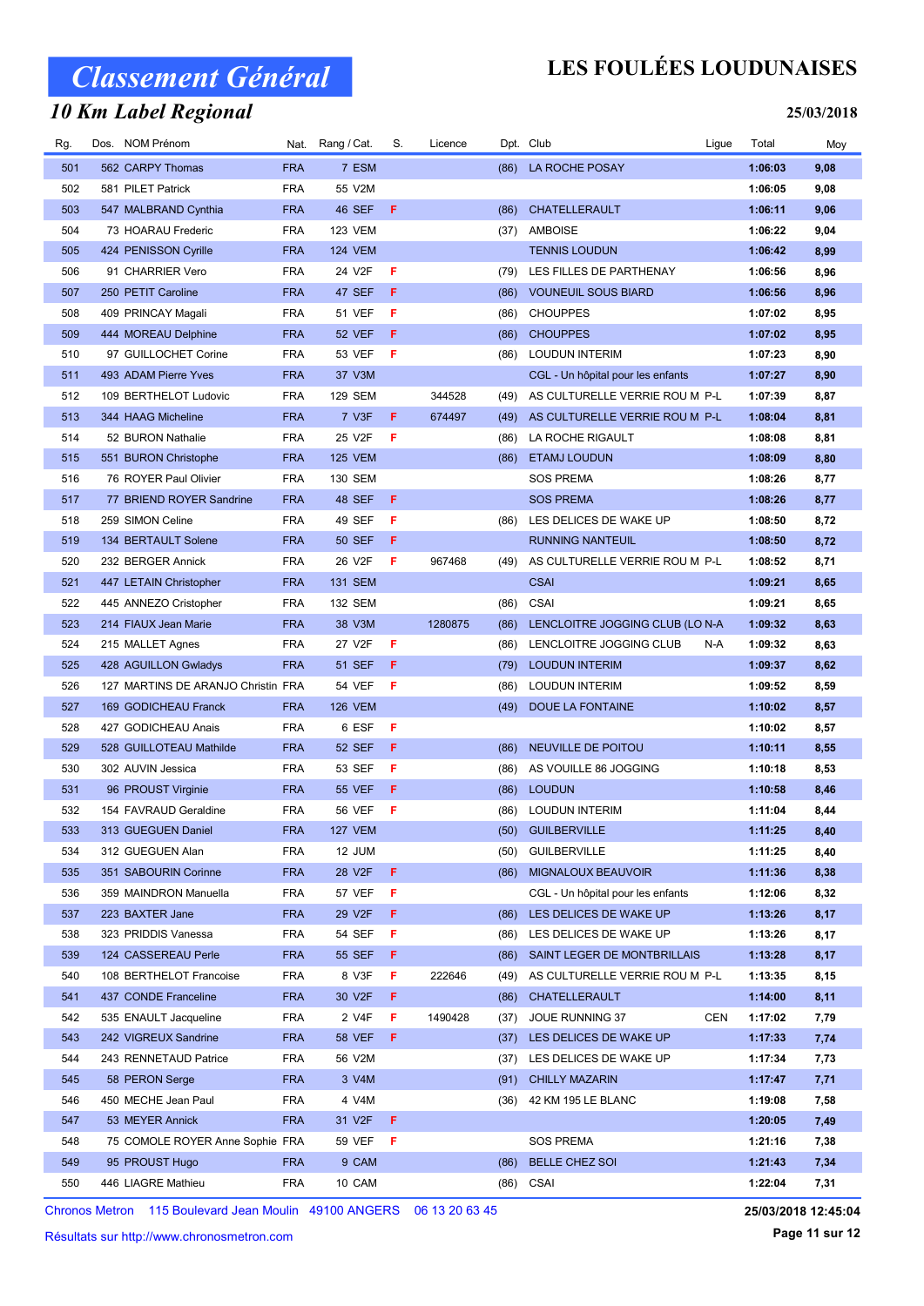# Classement Général

## 10 Km Label Regional

# LES FOULÉES LOUDUNAISES

25/03/2018

| Rg. | Dos. | NOM Prénom | Nat. | Rang / Cat. | S. | Licence | Dpt. | Club | Ligue | Total | Moy |
|---|---|---|---|---|---|---|---|---|---|---|---|
| 501 | 562 | CARPY Thomas | FRA | 7 ESM | | | (86) | LA ROCHE POSAY | | 1:06:03 | 9,08 |
| 502 | 581 | PILET Patrick | FRA | 55 V2M | | | | | | 1:06:05 | 9,08 |
| 503 | 547 | MALBRAND Cynthia | FRA | 46 SEF | F | | (86) | CHATELLERAULT | | 1:06:11 | 9,06 |
| 504 | 73 | HOARAU Frederic | FRA | 123 VEM | | | (37) | AMBOISE | | 1:06:22 | 9,04 |
| 505 | 424 | PENISSON Cyrille | FRA | 124 VEM | | | | TENNIS LOUDUN | | 1:06:42 | 8,99 |
| 506 | 91 | CHARRIER Vero | FRA | 24 V2F | F | | (79) | LES FILLES DE PARTHENAY | | 1:06:56 | 8,96 |
| 507 | 250 | PETIT Caroline | FRA | 47 SEF | F | | (86) | VOUNEUIL SOUS BIARD | | 1:06:56 | 8,96 |
| 508 | 409 | PRINCAY Magali | FRA | 51 VEF | F | | (86) | CHOUPPES | | 1:07:02 | 8,95 |
| 509 | 444 | MOREAU Delphine | FRA | 52 VEF | F | | (86) | CHOUPPES | | 1:07:02 | 8,95 |
| 510 | 97 | GUILLOCHET Corine | FRA | 53 VEF | F | | (86) | LOUDUN INTERIM | | 1:07:23 | 8,90 |
| 511 | 493 | ADAM Pierre Yves | FRA | 37 V3M | | | | CGL - Un hôpital pour les enfants | | 1:07:27 | 8,90 |
| 512 | 109 | BERTHELOT Ludovic | FRA | 129 SEM | | 344528 | (49) | AS CULTURELLE VERRIE ROU M | P-L | 1:07:39 | 8,87 |
| 513 | 344 | HAAG Micheline | FRA | 7 V3F | F | 674497 | (49) | AS CULTURELLE VERRIE ROU M | P-L | 1:08:04 | 8,81 |
| 514 | 52 | BURON Nathalie | FRA | 25 V2F | F | | (86) | LA ROCHE RIGAULT | | 1:08:08 | 8,81 |
| 515 | 551 | BURON Christophe | FRA | 125 VEM | | | (86) | ETAMJ LOUDUN | | 1:08:09 | 8,80 |
| 516 | 76 | ROYER Paul Olivier | FRA | 130 SEM | | | | SOS PREMA | | 1:08:26 | 8,77 |
| 517 | 77 | BRIEND ROYER Sandrine | FRA | 48 SEF | F | | | SOS PREMA | | 1:08:26 | 8,77 |
| 518 | 259 | SIMON Celine | FRA | 49 SEF | F | | (86) | LES DELICES DE WAKE UP | | 1:08:50 | 8,72 |
| 519 | 134 | BERTAULT Solene | FRA | 50 SEF | F | | | RUNNING NANTEUIL | | 1:08:50 | 8,72 |
| 520 | 232 | BERGER Annick | FRA | 26 V2F | F | 967468 | (49) | AS CULTURELLE VERRIE ROU M | P-L | 1:08:52 | 8,71 |
| 521 | 447 | LETAIN Christopher | FRA | 131 SEM | | | | CSAI | | 1:09:21 | 8,65 |
| 522 | 445 | ANNEZO Cristopher | FRA | 132 SEM | | | (86) | CSAI | | 1:09:21 | 8,65 |
| 523 | 214 | FIAUX Jean Marie | FRA | 38 V3M | | 1280875 | (86) | LENCLOITRE JOGGING CLUB (LO | N-A | 1:09:32 | 8,63 |
| 524 | 215 | MALLET Agnes | FRA | 27 V2F | F | | (86) | LENCLOITRE JOGGING CLUB | N-A | 1:09:32 | 8,63 |
| 525 | 428 | AGUILLON Gwladys | FRA | 51 SEF | F | | (79) | LOUDUN INTERIM | | 1:09:37 | 8,62 |
| 526 | 127 | MARTINS DE ARANJO Christin | FRA | 54 VEF | F | | (86) | LOUDUN INTERIM | | 1:09:52 | 8,59 |
| 527 | 169 | GODICHEAU Franck | FRA | 126 VEM | | | (49) | DOUE LA FONTAINE | | 1:10:02 | 8,57 |
| 528 | 427 | GODICHEAU Anais | FRA | 6 ESF | F | | | | | 1:10:02 | 8,57 |
| 529 | 528 | GUILLOTEAU Mathilde | FRA | 52 SEF | F | | (86) | NEUVILLE DE POITOU | | 1:10:11 | 8,55 |
| 530 | 302 | AUVIN Jessica | FRA | 53 SEF | F | | (86) | AS VOUILLE 86 JOGGING | | 1:10:18 | 8,53 |
| 531 | 96 | PROUST Virginie | FRA | 55 VEF | F | | (86) | LOUDUN | | 1:10:58 | 8,46 |
| 532 | 154 | FAVRAUD Geraldine | FRA | 56 VEF | F | | (86) | LOUDUN INTERIM | | 1:11:04 | 8,44 |
| 533 | 313 | GUEGUEN Daniel | FRA | 127 VEM | | | (50) | GUILBERVILLE | | 1:11:25 | 8,40 |
| 534 | 312 | GUEGUEN Alan | FRA | 12 JUM | | | (50) | GUILBERVILLE | | 1:11:25 | 8,40 |
| 535 | 351 | SABOURIN Corinne | FRA | 28 V2F | F | | (86) | MIGNALOUX BEAUVOIR | | 1:11:36 | 8,38 |
| 536 | 359 | MAINDRON Manuella | FRA | 57 VEF | F | | | CGL - Un hôpital pour les enfants | | 1:12:06 | 8,32 |
| 537 | 223 | BAXTER Jane | FRA | 29 V2F | F | | (86) | LES DELICES DE WAKE UP | | 1:13:26 | 8,17 |
| 538 | 323 | PRIDDIS Vanessa | FRA | 54 SEF | F | | (86) | LES DELICES DE WAKE UP | | 1:13:26 | 8,17 |
| 539 | 124 | CASSEREAU Perle | FRA | 55 SEF | F | | (86) | SAINT LEGER DE MONTBRILLAIS | | 1:13:28 | 8,17 |
| 540 | 108 | BERTHELOT Francoise | FRA | 8 V3F | F | 222646 | (49) | AS CULTURELLE VERRIE ROU M | P-L | 1:13:35 | 8,15 |
| 541 | 437 | CONDE Franceline | FRA | 30 V2F | F | | (86) | CHATELLERAULT | | 1:14:00 | 8,11 |
| 542 | 535 | ENAULT Jacqueline | FRA | 2 V4F | F | 1490428 | (37) | JOUE RUNNING 37 | CEN | 1:17:02 | 7,79 |
| 543 | 242 | VIGREUX Sandrine | FRA | 58 VEF | F | | (37) | LES DELICES DE WAKE UP | | 1:17:33 | 7,74 |
| 544 | 243 | RENNETAUD Patrice | FRA | 56 V2M | | | (37) | LES DELICES DE WAKE UP | | 1:17:34 | 7,73 |
| 545 | 58 | PERON Serge | FRA | 3 V4M | | | (91) | CHILLY MAZARIN | | 1:17:47 | 7,71 |
| 546 | 450 | MECHE Jean Paul | FRA | 4 V4M | | | (36) | 42 KM 195 LE BLANC | | 1:19:08 | 7,58 |
| 547 | 53 | MEYER Annick | FRA | 31 V2F | F | | | | | 1:20:05 | 7,49 |
| 548 | 75 | COMOLE ROYER Anne Sophie | FRA | 59 VEF | F | | | SOS PREMA | | 1:21:16 | 7,38 |
| 549 | 95 | PROUST Hugo | FRA | 9 CAM | | | (86) | BELLE CHEZ SOI | | 1:21:43 | 7,34 |
| 550 | 446 | LIAGRE Mathieu | FRA | 10 CAM | | | (86) | CSAI | | 1:22:04 | 7,31 |

Chronos Metron 115 Boulevard Jean Moulin 49100 ANGERS 06 13 20 63 45

25/03/2018 12:45:04

Résultats sur http://www.chronosmetron.com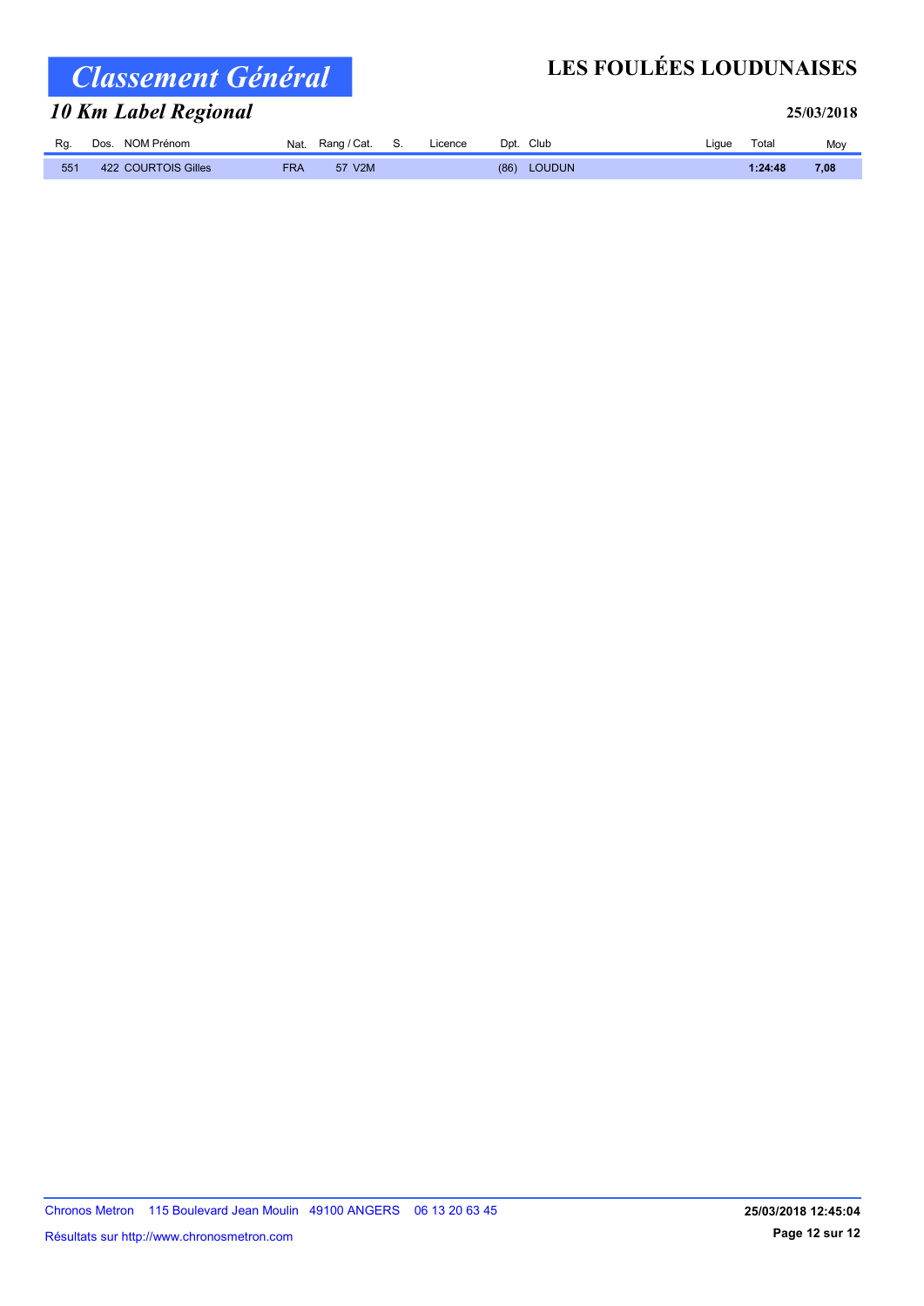# Classement Général

# LES FOULÉES LOUDUNAISES

## *10 Km Label Regional*

**25/03/2018**

| Rg. | Dos. | NOM Prénom | Nat. | Rang / Cat. | S. | Licence | Dpt. | Club | Ligue | Total | Moy |
|---|---|---|---|---|---|---|---|---|---|---|---|
| 551 | 422 | COURTOIS Gilles | FRA | 57 V2M | | | (86) | LOUDUN | | **1:24:48** | **7,08** |

Chronos Metron 115 Boulevard Jean Moulin 49100 ANGERS 06 13 20 63 45

Résultats sur http://www.chronosmetron.com

**25/03/2018 12:45:04**